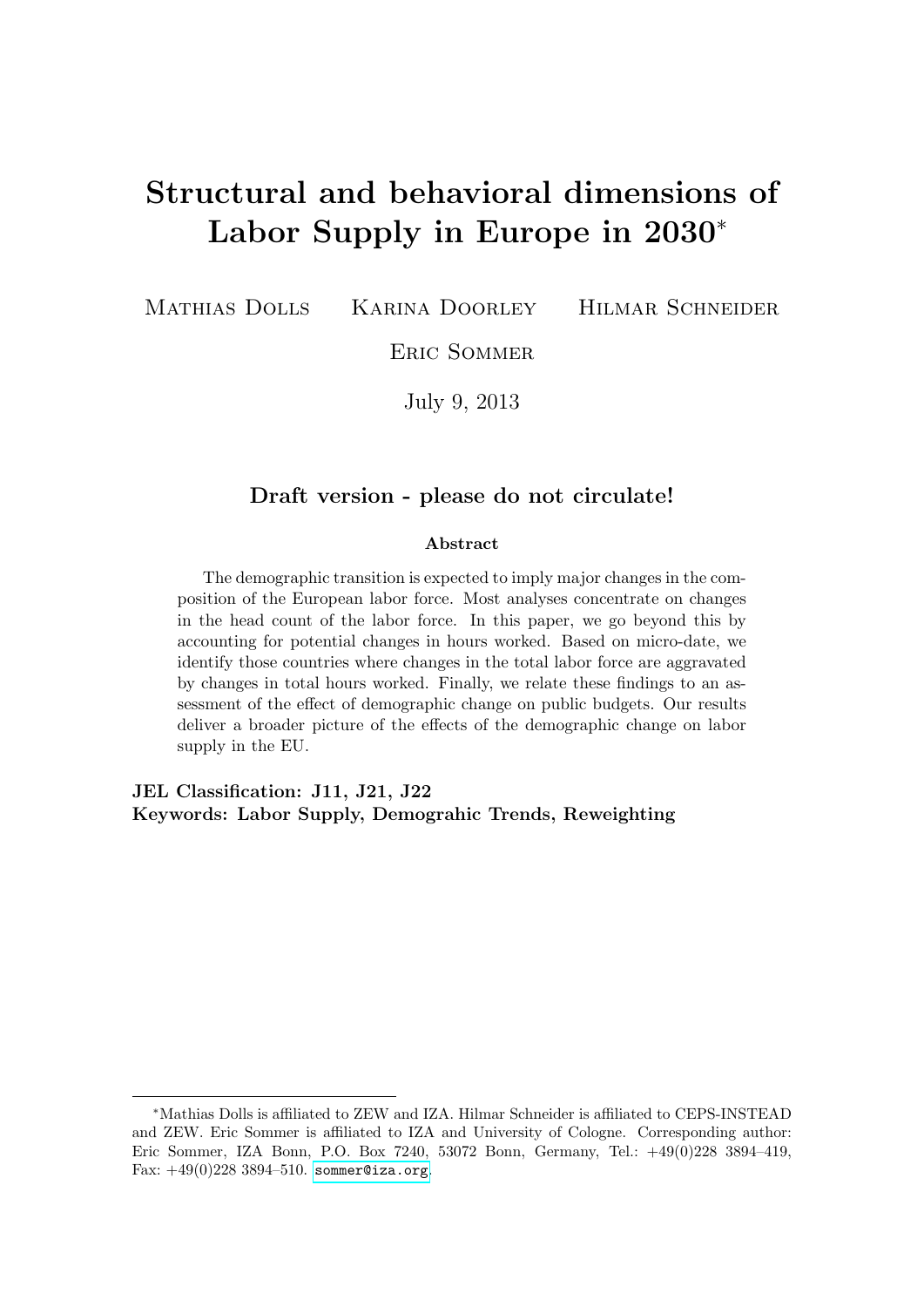# Structural and behavioral dimensions of Labor Supply in Europe in 2030*

Mathias Dolls  Karina Doorley  Hilmar Schneider

Eric Sommer

July 9, 2013

**Draft version - please do not circulate!**

**Abstract**

The demographic transition is expected to imply major changes in the composition of the European labor force. Most analyses concentrate on changes in the head count of the labor force. In this paper, we go beyond this by accounting for potential changes in hours worked. Based on micro-date, we identify those countries where changes in the total labor force are aggravated by changes in total hours worked. Finally, we relate these findings to an assessment of the effect of demographic change on public budgets. Our results deliver a broader picture of the effects of the demographic change on labor supply in the EU.

**JEL Classification: J11, J21, J22**
**Keywords: Labor Supply, Demograhic Trends, Reweighting**

---

*Mathias Dolls is affiliated to ZEW and IZA. Hilmar Schneider is affiliated to CEPS-INSTEAD and ZEW. Eric Sommer is affiliated to IZA and University of Cologne. Corresponding author: Eric Sommer, IZA Bonn, P.O. Box 7240, 53072 Bonn, Germany, Tel.: +49(0)228 3894–419, Fax: +49(0)228 3894–510. sommer@iza.org.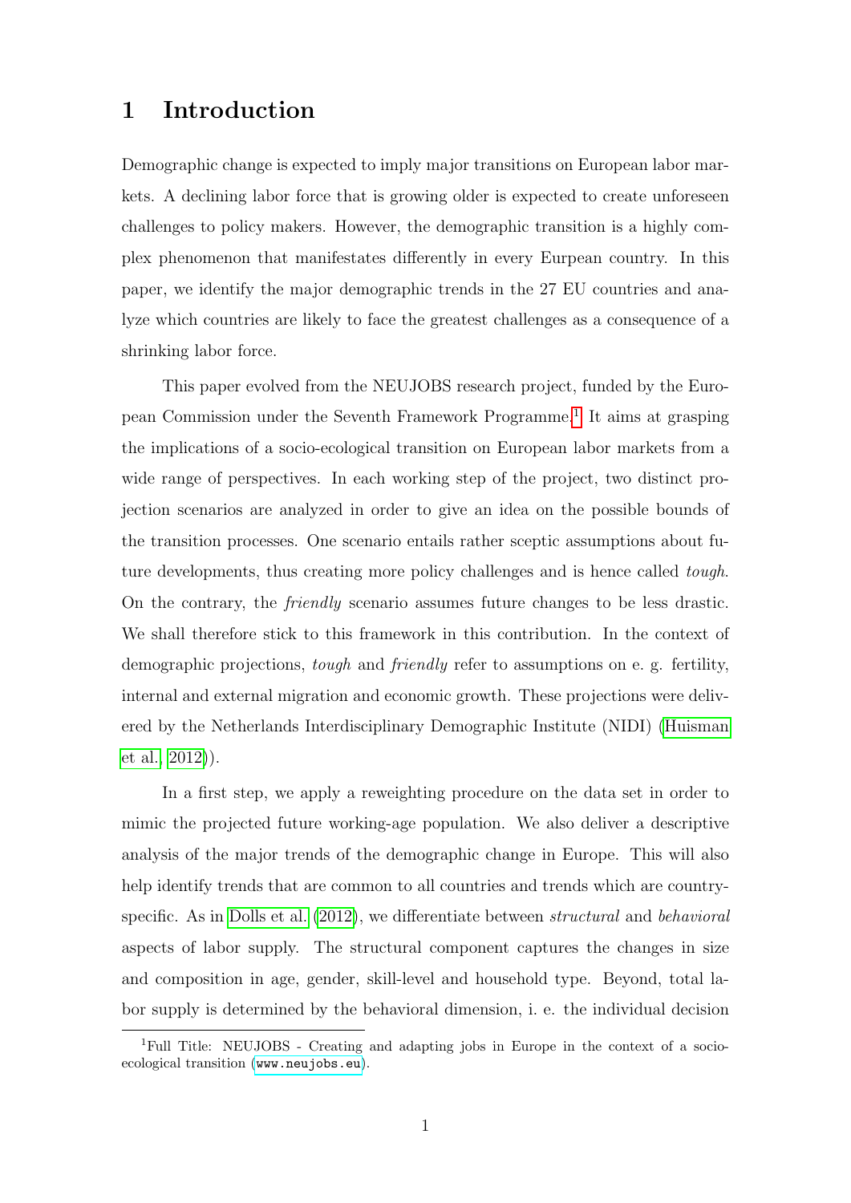# 1 Introduction

Demographic change is expected to imply major transitions on European labor markets. A declining labor force that is growing older is expected to create unforeseen challenges to policy makers. However, the demographic transition is a highly complex phenomenon that manifestates differently in every Eurpean country. In this paper, we identify the major demographic trends in the 27 EU countries and analyze which countries are likely to face the greatest challenges as a consequence of a shrinking labor force.

This paper evolved from the NEUJOBS research project, funded by the European Commission under the Seventh Framework Programme.[1] It aims at grasping the implications of a socio-ecological transition on European labor markets from a wide range of perspectives. In each working step of the project, two distinct projection scenarios are analyzed in order to give an idea on the possible bounds of the transition processes. One scenario entails rather sceptic assumptions about future developments, thus creating more policy challenges and is hence called *tough*. On the contrary, the *friendly* scenario assumes future changes to be less drastic. We shall therefore stick to this framework in this contribution. In the context of demographic projections, *tough* and *friendly* refer to assumptions on e. g. fertility, internal and external migration and economic growth. These projections were delivered by the Netherlands Interdisciplinary Demographic Institute (NIDI) (Huisman et al., 2012)).

In a first step, we apply a reweighting procedure on the data set in order to mimic the projected future working-age population. We also deliver a descriptive analysis of the major trends of the demographic change in Europe. This will also help identify trends that are common to all countries and trends which are country-specific. As in Dolls et al. (2012), we differentiate between *structural* and *behavioral* aspects of labor supply. The structural component captures the changes in size and composition in age, gender, skill-level and household type. Beyond, total labor supply is determined by the behavioral dimension, i. e. the individual decision

[1] Full Title: NEUJOBS - Creating and adapting jobs in Europe in the context of a socio-ecological transition (www.neujobs.eu).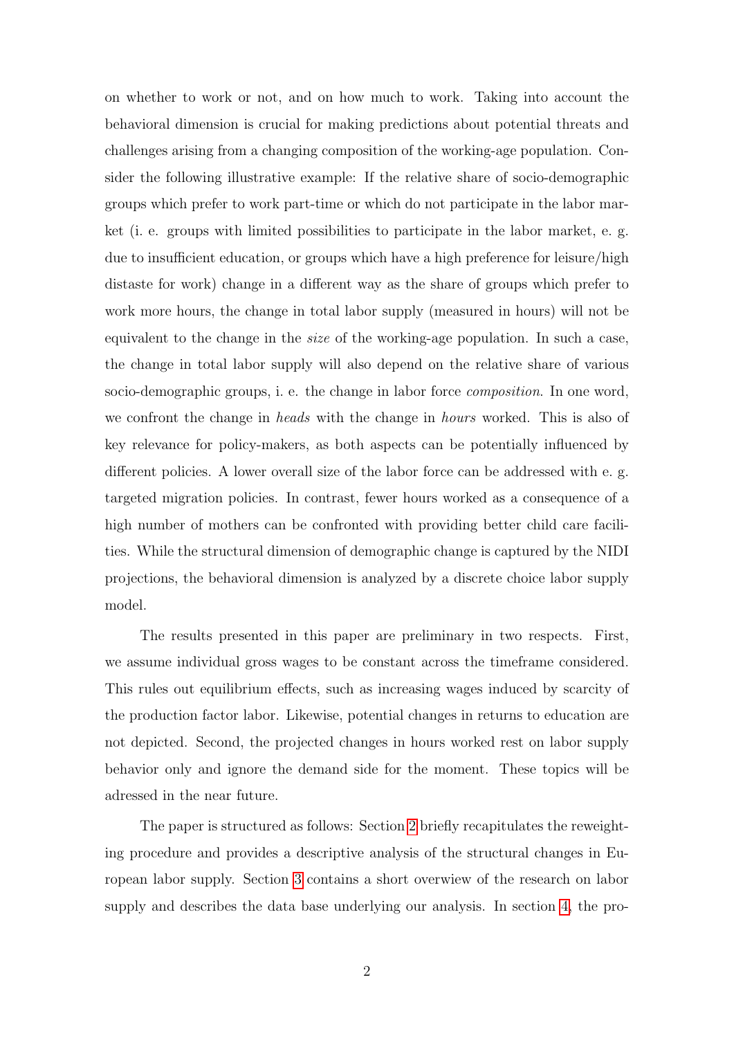on whether to work or not, and on how much to work. Taking into account the behavioral dimension is crucial for making predictions about potential threats and challenges arising from a changing composition of the working-age population. Consider the following illustrative example: If the relative share of socio-demographic groups which prefer to work part-time or which do not participate in the labor market (i. e. groups with limited possibilities to participate in the labor market, e. g. due to insufficient education, or groups which have a high preference for leisure/high distaste for work) change in a different way as the share of groups which prefer to work more hours, the change in total labor supply (measured in hours) will not be equivalent to the change in the *size* of the working-age population. In such a case, the change in total labor supply will also depend on the relative share of various socio-demographic groups, i. e. the change in labor force *composition*. In one word, we confront the change in *heads* with the change in *hours* worked. This is also of key relevance for policy-makers, as both aspects can be potentially influenced by different policies. A lower overall size of the labor force can be addressed with e. g. targeted migration policies. In contrast, fewer hours worked as a consequence of a high number of mothers can be confronted with providing better child care facilities. While the structural dimension of demographic change is captured by the NIDI projections, the behavioral dimension is analyzed by a discrete choice labor supply model.

The results presented in this paper are preliminary in two respects. First, we assume individual gross wages to be constant across the timeframe considered. This rules out equilibrium effects, such as increasing wages induced by scarcity of the production factor labor. Likewise, potential changes in returns to education are not depicted. Second, the projected changes in hours worked rest on labor supply behavior only and ignore the demand side for the moment. These topics will be adressed in the near future.

The paper is structured as follows: Section 2 briefly recapitulates the reweighting procedure and provides a descriptive analysis of the structural changes in European labor supply. Section 3 contains a short overwiew of the research on labor supply and describes the data base underlying our analysis. In section 4, the pro-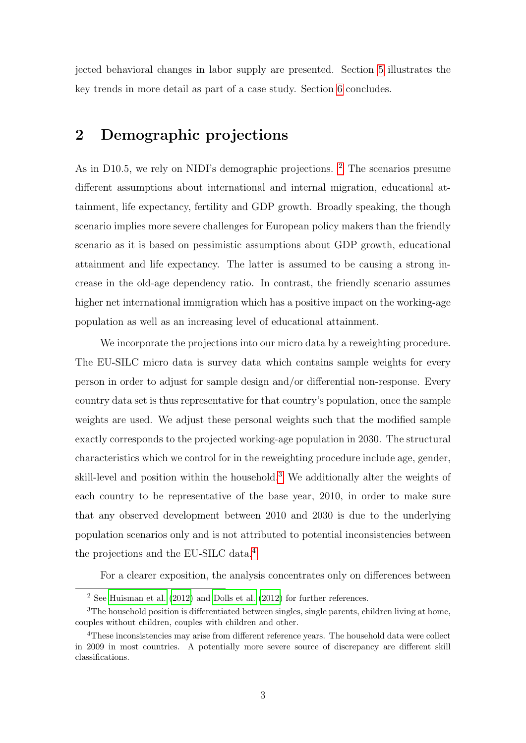jected behavioral changes in labor supply are presented. Section 5 illustrates the key trends in more detail as part of a case study. Section 6 concludes.

## 2 Demographic projections

As in D10.5, we rely on NIDI's demographic projections. [2] The scenarios presume different assumptions about international and internal migration, educational attainment, life expectancy, fertility and GDP growth. Broadly speaking, the though scenario implies more severe challenges for European policy makers than the friendly scenario as it is based on pessimistic assumptions about GDP growth, educational attainment and life expectancy. The latter is assumed to be causing a strong increase in the old-age dependency ratio. In contrast, the friendly scenario assumes higher net international immigration which has a positive impact on the working-age population as well as an increasing level of educational attainment.

We incorporate the projections into our micro data by a reweighting procedure. The EU-SILC micro data is survey data which contains sample weights for every person in order to adjust for sample design and/or differential non-response. Every country data set is thus representative for that country's population, once the sample weights are used. We adjust these personal weights such that the modified sample exactly corresponds to the projected working-age population in 2030. The structural characteristics which we control for in the reweighting procedure include age, gender, skill-level and position within the household.[3] We additionally alter the weights of each country to be representative of the base year, 2010, in order to make sure that any observed development between 2010 and 2030 is due to the underlying population scenarios only and is not attributed to potential inconsistencies between the projections and the EU-SILC data.[4]

For a clearer exposition, the analysis concentrates only on differences between

---

[2] See Huisman et al. (2012) and Dolls et al. (2012) for further references.

[3] The household position is differentiated between singles, single parents, children living at home, couples without children, couples with children and other.

[4] These inconsistencies may arise from different reference years. The household data were collect in 2009 in most countries. A potentially more severe source of discrepancy are different skill classifications.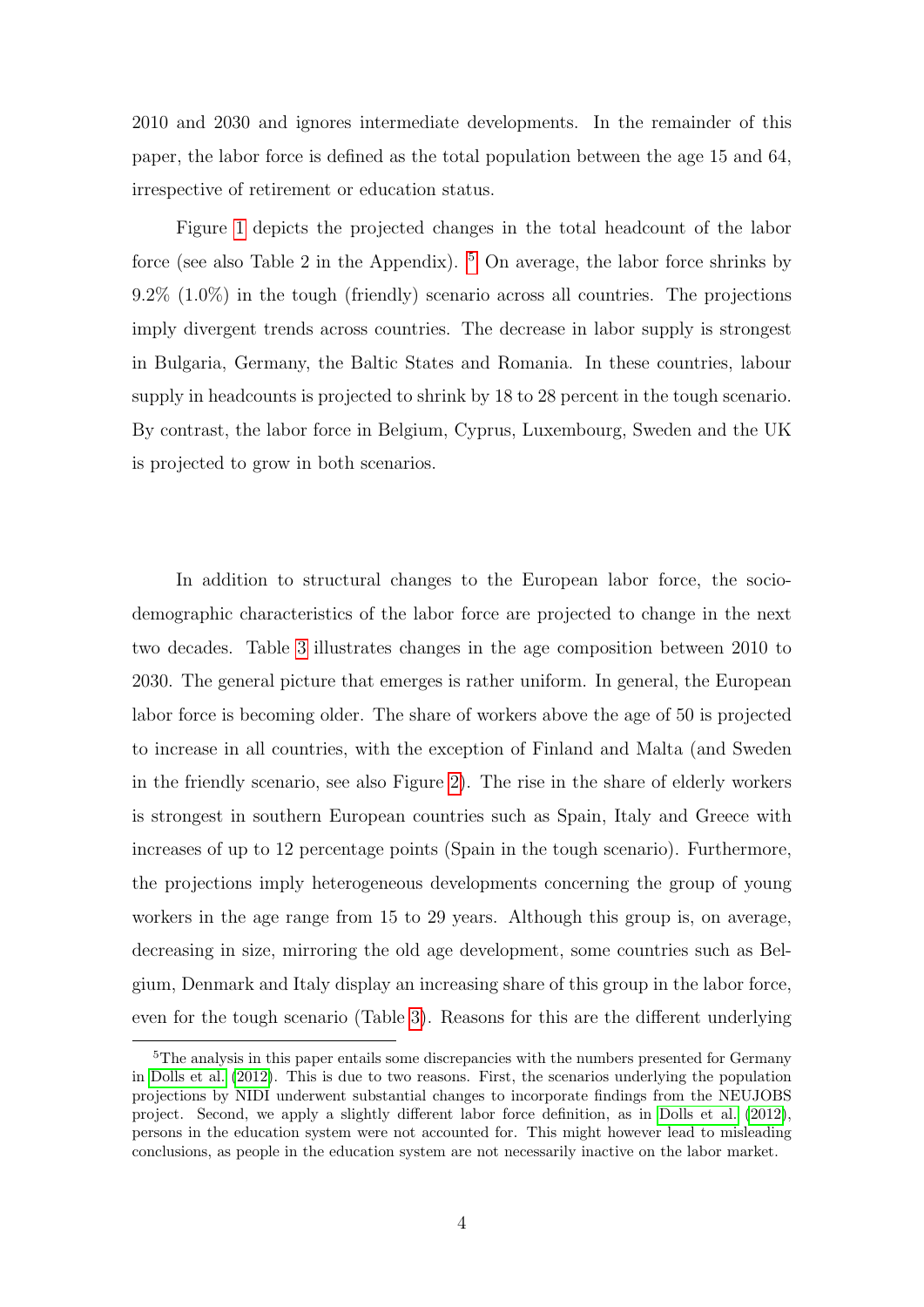2010 and 2030 and ignores intermediate developments. In the remainder of this paper, the labor force is defined as the total population between the age 15 and 64, irrespective of retirement or education status.

Figure 1 depicts the projected changes in the total headcount of the labor force (see also Table 2 in the Appendix). [5] On average, the labor force shrinks by 9.2% (1.0%) in the tough (friendly) scenario across all countries. The projections imply divergent trends across countries. The decrease in labor supply is strongest in Bulgaria, Germany, the Baltic States and Romania. In these countries, labour supply in headcounts is projected to shrink by 18 to 28 percent in the tough scenario. By contrast, the labor force in Belgium, Cyprus, Luxembourg, Sweden and the UK is projected to grow in both scenarios.

In addition to structural changes to the European labor force, the socio-demographic characteristics of the labor force are projected to change in the next two decades. Table 3 illustrates changes in the age composition between 2010 to 2030. The general picture that emerges is rather uniform. In general, the European labor force is becoming older. The share of workers above the age of 50 is projected to increase in all countries, with the exception of Finland and Malta (and Sweden in the friendly scenario, see also Figure 2). The rise in the share of elderly workers is strongest in southern European countries such as Spain, Italy and Greece with increases of up to 12 percentage points (Spain in the tough scenario). Furthermore, the projections imply heterogeneous developments concerning the group of young workers in the age range from 15 to 29 years. Although this group is, on average, decreasing in size, mirroring the old age development, some countries such as Belgium, Denmark and Italy display an increasing share of this group in the labor force, even for the tough scenario (Table 3). Reasons for this are the different underlying

[5] The analysis in this paper entails some discrepancies with the numbers presented for Germany in Dolls et al. (2012). This is due to two reasons. First, the scenarios underlying the population projections by NIDI underwent substantial changes to incorporate findings from the NEUJOBS project. Second, we apply a slightly different labor force definition, as in Dolls et al. (2012), persons in the education system were not accounted for. This might however lead to misleading conclusions, as people in the education system are not necessarily inactive on the labor market.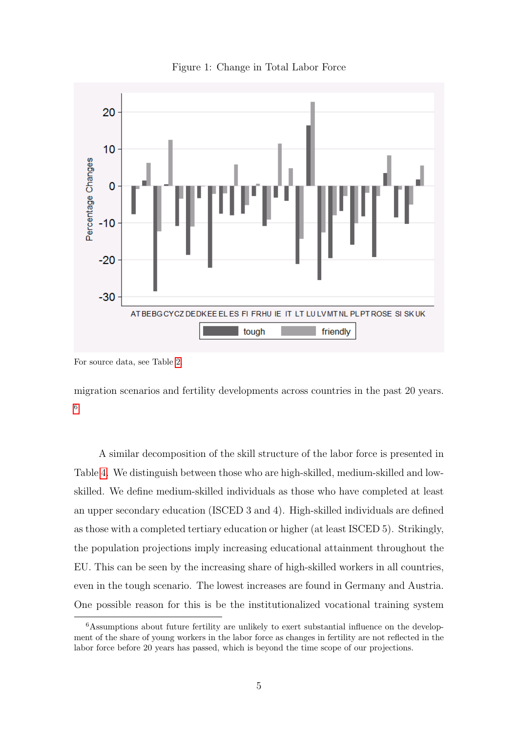Figure 1: Change in Total Labor Force

For source data, see Table 2

migration scenarios and fertility developments across countries in the past 20 years. [6]

A similar decomposition of the skill structure of the labor force is presented in Table 4. We distinguish between those who are high-skilled, medium-skilled and low-skilled. We define medium-skilled individuals as those who have completed at least an upper secondary education (ISCED 3 and 4). High-skilled individuals are defined as those with a completed tertiary education or higher (at least ISCED 5). Strikingly, the population projections imply increasing educational attainment throughout the EU. This can be seen by the increasing share of high-skilled workers in all countries, even in the tough scenario. The lowest increases are found in Germany and Austria. One possible reason for this is be the institutionalized vocational training system

[6] Assumptions about future fertility are unlikely to exert substantial influence on the development of the share of young workers in the labor force as changes in fertility are not reflected in the labor force before 20 years has passed, which is beyond the time scope of our projections.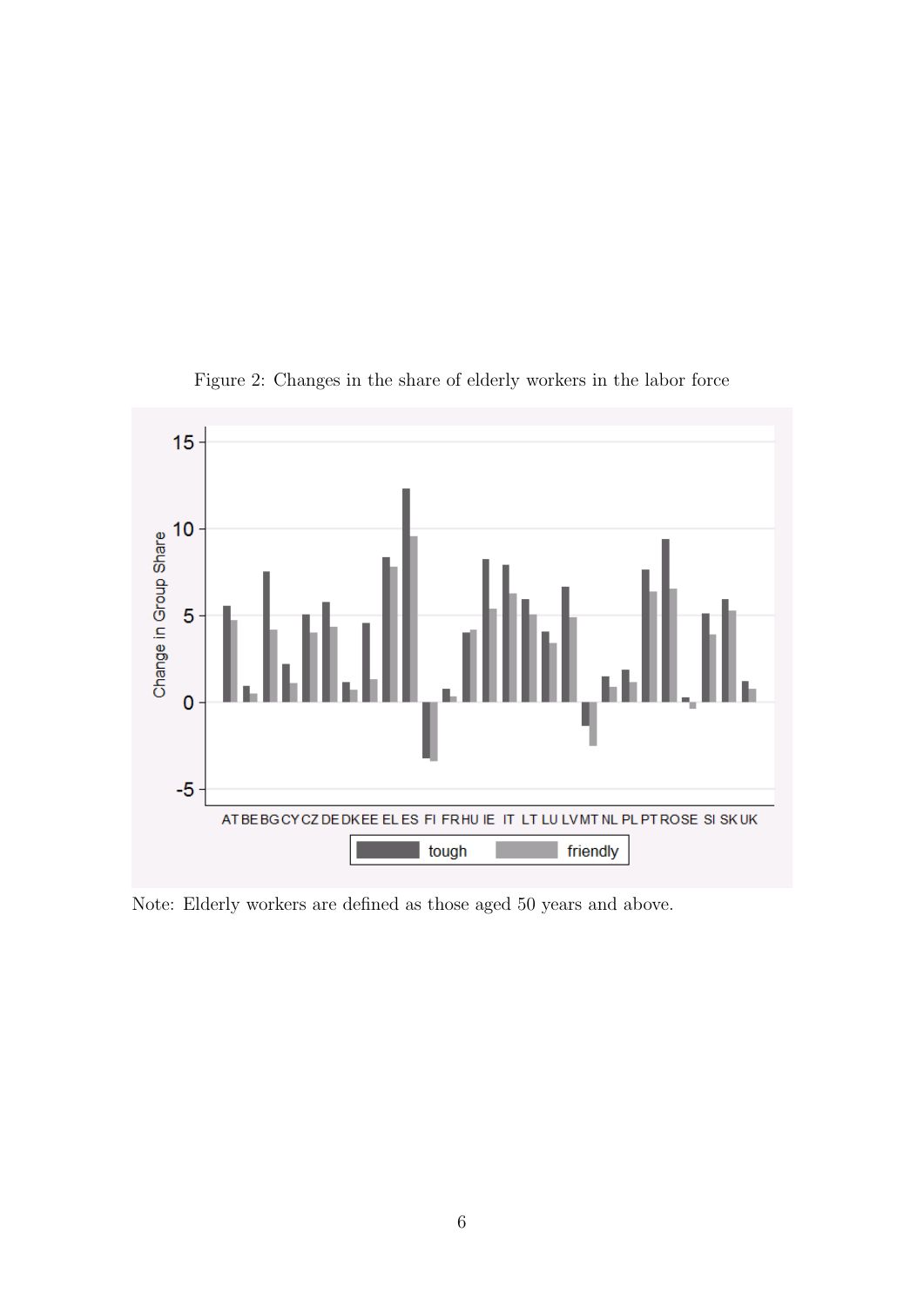Figure 2: Changes in the share of elderly workers in the labor force

Note: Elderly workers are defined as those aged 50 years and above.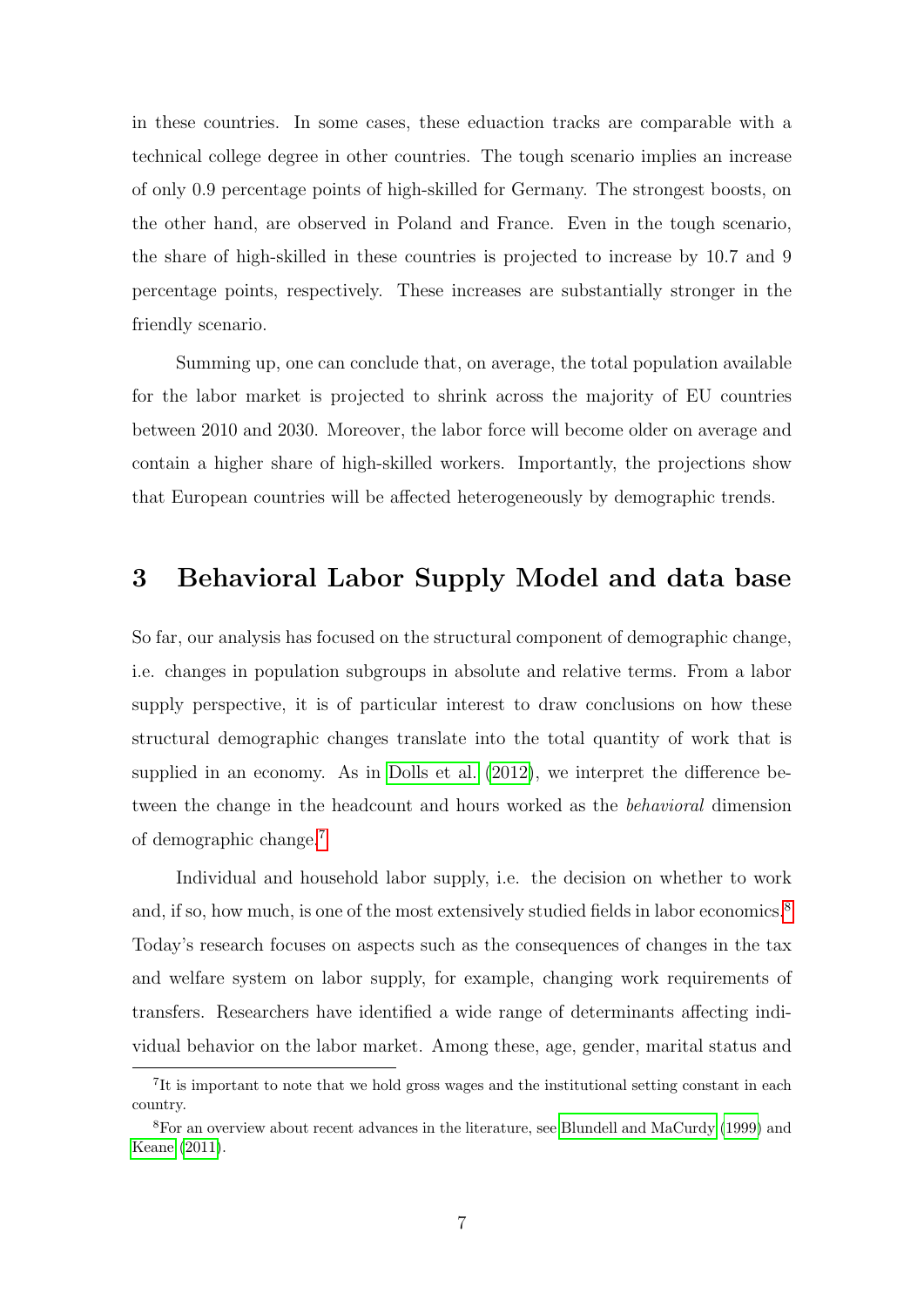in these countries. In some cases, these eduaction tracks are comparable with a technical college degree in other countries. The tough scenario implies an increase of only 0.9 percentage points of high-skilled for Germany. The strongest boosts, on the other hand, are observed in Poland and France. Even in the tough scenario, the share of high-skilled in these countries is projected to increase by 10.7 and 9 percentage points, respectively. These increases are substantially stronger in the friendly scenario.

Summing up, one can conclude that, on average, the total population available for the labor market is projected to shrink across the majority of EU countries between 2010 and 2030. Moreover, the labor force will become older on average and contain a higher share of high-skilled workers. Importantly, the projections show that European countries will be affected heterogeneously by demographic trends.

## 3 Behavioral Labor Supply Model and data base

So far, our analysis has focused on the structural component of demographic change, i.e. changes in population subgroups in absolute and relative terms. From a labor supply perspective, it is of particular interest to draw conclusions on how these structural demographic changes translate into the total quantity of work that is supplied in an economy. As in Dolls et al. (2012), we interpret the difference between the change in the headcount and hours worked as the *behavioral* dimension of demographic change.[7]

Individual and household labor supply, i.e. the decision on whether to work and, if so, how much, is one of the most extensively studied fields in labor economics.[8] Today's research focuses on aspects such as the consequences of changes in the tax and welfare system on labor supply, for example, changing work requirements of transfers. Researchers have identified a wide range of determinants affecting individual behavior on the labor market. Among these, age, gender, marital status and

[7] It is important to note that we hold gross wages and the institutional setting constant in each country.

[8] For an overview about recent advances in the literature, see Blundell and MaCurdy (1999) and Keane (2011).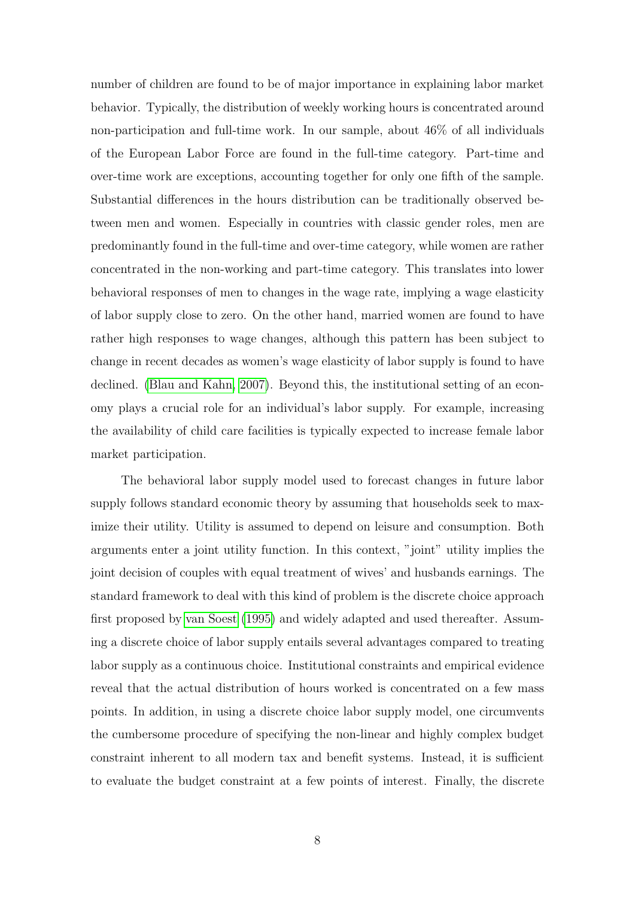number of children are found to be of major importance in explaining labor market behavior. Typically, the distribution of weekly working hours is concentrated around non-participation and full-time work. In our sample, about 46% of all individuals of the European Labor Force are found in the full-time category. Part-time and over-time work are exceptions, accounting together for only one fifth of the sample. Substantial differences in the hours distribution can be traditionally observed between men and women. Especially in countries with classic gender roles, men are predominantly found in the full-time and over-time category, while women are rather concentrated in the non-working and part-time category. This translates into lower behavioral responses of men to changes in the wage rate, implying a wage elasticity of labor supply close to zero. On the other hand, married women are found to have rather high responses to wage changes, although this pattern has been subject to change in recent decades as women's wage elasticity of labor supply is found to have declined. (Blau and Kahn, 2007). Beyond this, the institutional setting of an economy plays a crucial role for an individual's labor supply. For example, increasing the availability of child care facilities is typically expected to increase female labor market participation.

The behavioral labor supply model used to forecast changes in future labor supply follows standard economic theory by assuming that households seek to maximize their utility. Utility is assumed to depend on leisure and consumption. Both arguments enter a joint utility function. In this context, "joint" utility implies the joint decision of couples with equal treatment of wives' and husbands earnings. The standard framework to deal with this kind of problem is the discrete choice approach first proposed by van Soest (1995) and widely adapted and used thereafter. Assuming a discrete choice of labor supply entails several advantages compared to treating labor supply as a continuous choice. Institutional constraints and empirical evidence reveal that the actual distribution of hours worked is concentrated on a few mass points. In addition, in using a discrete choice labor supply model, one circumvents the cumbersome procedure of specifying the non-linear and highly complex budget constraint inherent to all modern tax and benefit systems. Instead, it is sufficient to evaluate the budget constraint at a few points of interest. Finally, the discrete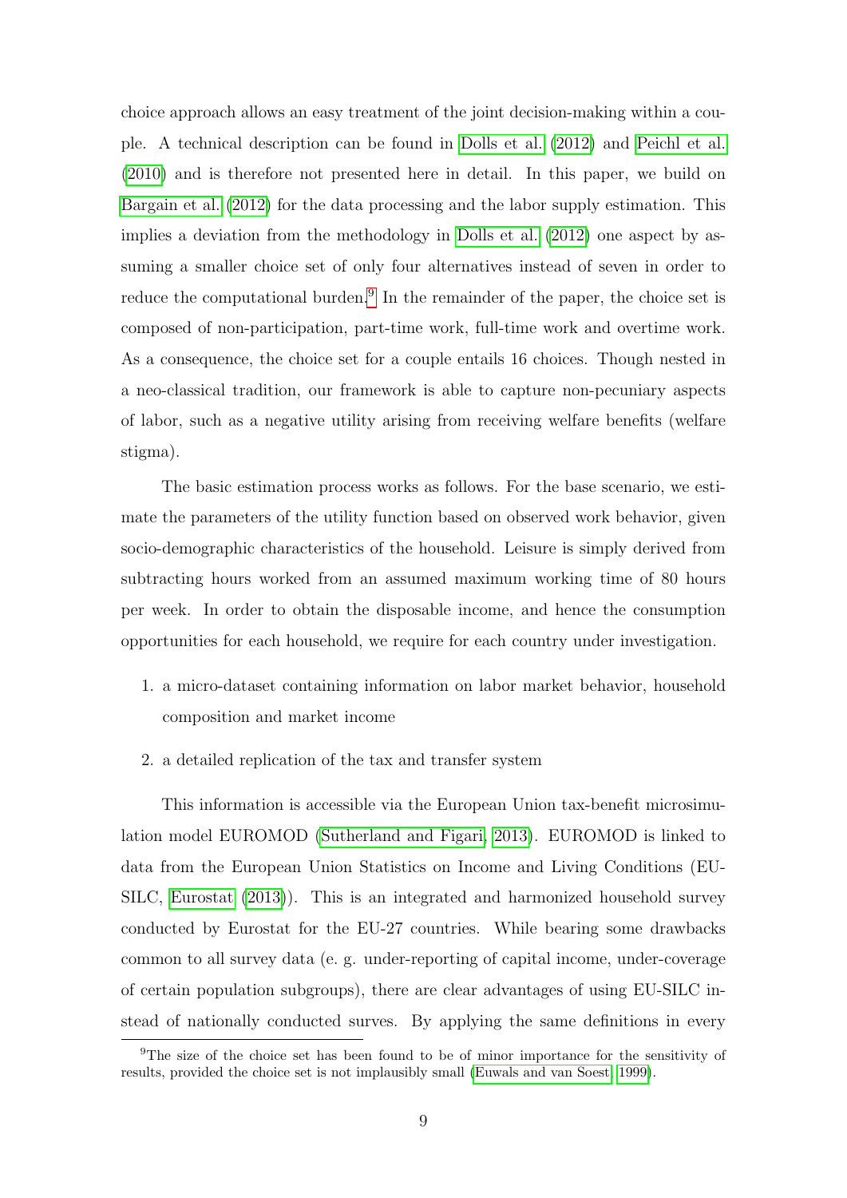choice approach allows an easy treatment of the joint decision-making within a couple. A technical description can be found in Dolls et al. (2012) and Peichl et al. (2010) and is therefore not presented here in detail. In this paper, we build on Bargain et al. (2012) for the data processing and the labor supply estimation. This implies a deviation from the methodology in Dolls et al. (2012) one aspect by assuming a smaller choice set of only four alternatives instead of seven in order to reduce the computational burden.[9] In the remainder of the paper, the choice set is composed of non-participation, part-time work, full-time work and overtime work. As a consequence, the choice set for a couple entails 16 choices. Though nested in a neo-classical tradition, our framework is able to capture non-pecuniary aspects of labor, such as a negative utility arising from receiving welfare benefits (welfare stigma).

The basic estimation process works as follows. For the base scenario, we estimate the parameters of the utility function based on observed work behavior, given socio-demographic characteristics of the household. Leisure is simply derived from subtracting hours worked from an assumed maximum working time of 80 hours per week. In order to obtain the disposable income, and hence the consumption opportunities for each household, we require for each country under investigation.

1. a micro-dataset containing information on labor market behavior, household composition and market income
2. a detailed replication of the tax and transfer system

This information is accessible via the European Union tax-benefit microsimulation model EUROMOD (Sutherland and Figari, 2013). EUROMOD is linked to data from the European Union Statistics on Income and Living Conditions (EU-SILC, Eurostat (2013)). This is an integrated and harmonized household survey conducted by Eurostat for the EU-27 countries. While bearing some drawbacks common to all survey data (e. g. under-reporting of capital income, under-coverage of certain population subgroups), there are clear advantages of using EU-SILC instead of nationally conducted surves. By applying the same definitions in every

[9] The size of the choice set has been found to be of minor importance for the sensitivity of results, provided the choice set is not implausibly small (Euwals and van Soest, 1999).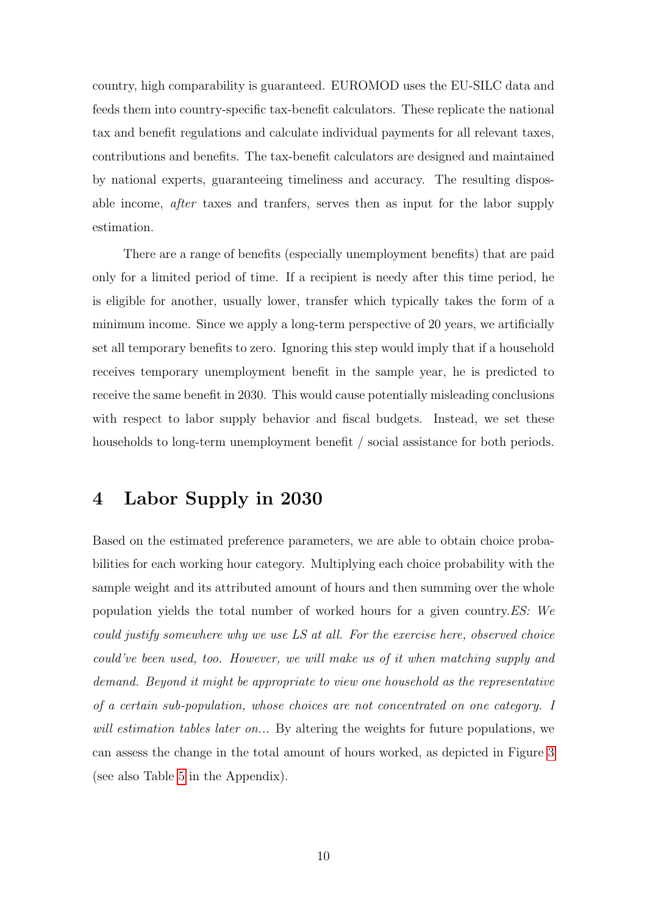country, high comparability is guaranteed. EUROMOD uses the EU-SILC data and feeds them into country-specific tax-benefit calculators. These replicate the national tax and benefit regulations and calculate individual payments for all relevant taxes, contributions and benefits. The tax-benefit calculators are designed and maintained by national experts, guaranteeing timeliness and accuracy. The resulting disposable income, *after* taxes and tranfers, serves then as input for the labor supply estimation.

There are a range of benefits (especially unemployment benefits) that are paid only for a limited period of time. If a recipient is needy after this time period, he is eligible for another, usually lower, transfer which typically takes the form of a minimum income. Since we apply a long-term perspective of 20 years, we artificially set all temporary benefits to zero. Ignoring this step would imply that if a household receives temporary unemployment benefit in the sample year, he is predicted to receive the same benefit in 2030. This would cause potentially misleading conclusions with respect to labor supply behavior and fiscal budgets. Instead, we set these households to long-term unemployment benefit / social assistance for both periods.

# 4 Labor Supply in 2030

Based on the estimated preference parameters, we are able to obtain choice probabilities for each working hour category. Multiplying each choice probability with the sample weight and its attributed amount of hours and then summing over the whole population yields the total number of worked hours for a given country.*ES: We could justify somewhere why we use LS at all. For the exercise here, observed choice could've been used, too. However, we will make us of it when matching supply and demand. Beyond it might be appropriate to view one household as the representative of a certain sub-population, whose choices are not concentrated on one category. I will estimation tables later on...* By altering the weights for future populations, we can assess the change in the total amount of hours worked, as depicted in Figure 3 (see also Table 5 in the Appendix).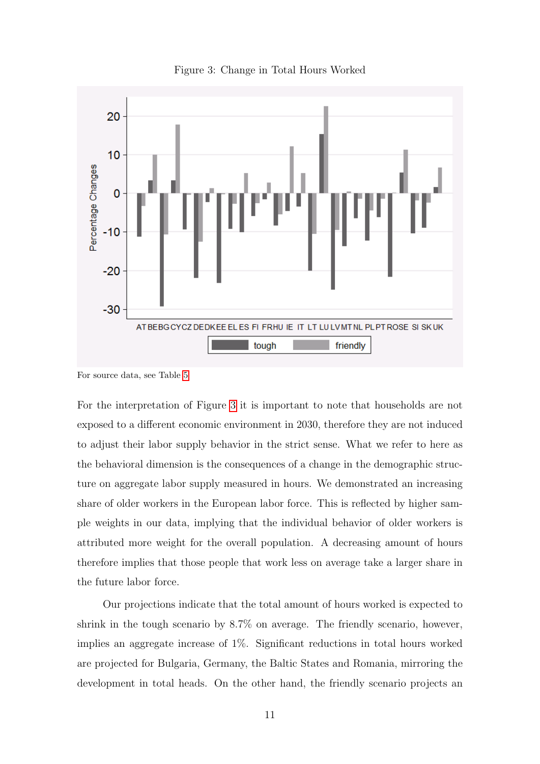Figure 3: Change in Total Hours Worked

For source data, see Table 5

For the interpretation of Figure 3 it is important to note that households are not exposed to a different economic environment in 2030, therefore they are not induced to adjust their labor supply behavior in the strict sense. What we refer to here as the behavioral dimension is the consequences of a change in the demographic structure on aggregate labor supply measured in hours. We demonstrated an increasing share of older workers in the European labor force. This is reflected by higher sample weights in our data, implying that the individual behavior of older workers is attributed more weight for the overall population. A decreasing amount of hours therefore implies that those people that work less on average take a larger share in the future labor force.

Our projections indicate that the total amount of hours worked is expected to shrink in the tough scenario by 8.7% on average. The friendly scenario, however, implies an aggregate increase of 1%. Significant reductions in total hours worked are projected for Bulgaria, Germany, the Baltic States and Romania, mirroring the development in total heads. On the other hand, the friendly scenario projects an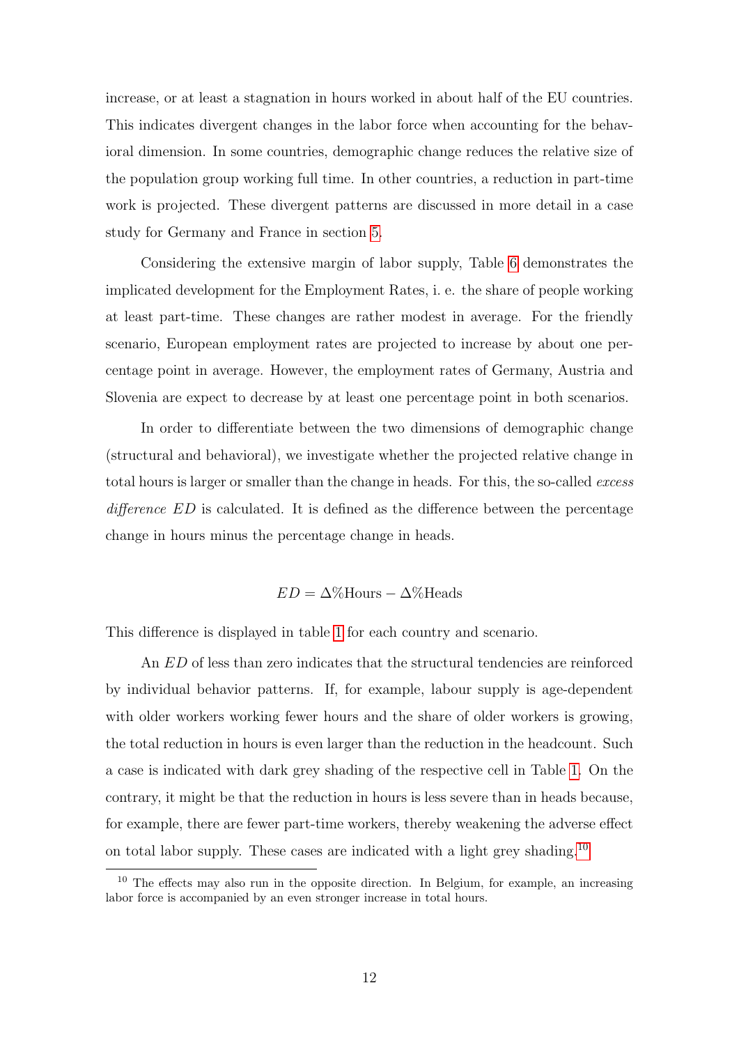increase, or at least a stagnation in hours worked in about half of the EU countries. This indicates divergent changes in the labor force when accounting for the behavioral dimension. In some countries, demographic change reduces the relative size of the population group working full time. In other countries, a reduction in part-time work is projected. These divergent patterns are discussed in more detail in a case study for Germany and France in section 5.

Considering the extensive margin of labor supply, Table 6 demonstrates the implicated development for the Employment Rates, i. e. the share of people working at least part-time. These changes are rather modest in average. For the friendly scenario, European employment rates are projected to increase by about one percentage point in average. However, the employment rates of Germany, Austria and Slovenia are expect to decrease by at least one percentage point in both scenarios.

In order to differentiate between the two dimensions of demographic change (structural and behavioral), we investigate whether the projected relative change in total hours is larger or smaller than the change in heads. For this, the so-called *excess difference* $ED$ is calculated. It is defined as the difference between the percentage change in hours minus the percentage change in heads.

$$ED = \Delta\%\text{Hours} - \Delta\%\text{Heads}$$

This difference is displayed in table 1 for each country and scenario.

An $ED$ of less than zero indicates that the structural tendencies are reinforced by individual behavior patterns. If, for example, labour supply is age-dependent with older workers working fewer hours and the share of older workers is growing, the total reduction in hours is even larger than the reduction in the headcount. Such a case is indicated with dark grey shading of the respective cell in Table 1. On the contrary, it might be that the reduction in hours is less severe than in heads because, for example, there are fewer part-time workers, thereby weakening the adverse effect on total labor supply. These cases are indicated with a light grey shading.[10]

[10] The effects may also run in the opposite direction. In Belgium, for example, an increasing labor force is accompanied by an even stronger increase in total hours.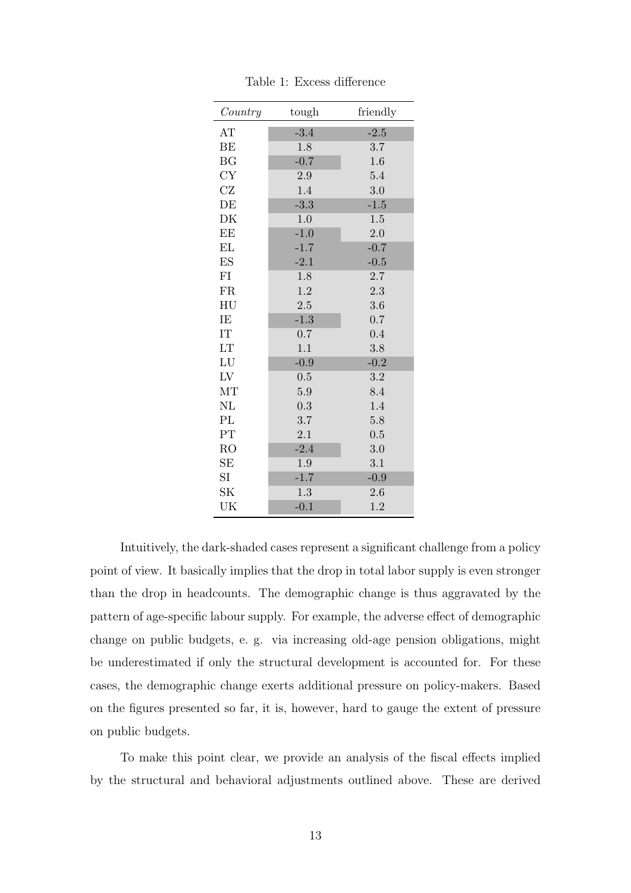Table 1: Excess difference

| *Country* | tough | friendly |
|---|---|---|
| AT | -3.4 | -2.5 |
| BE | 1.8 | 3.7 |
| BG | -0.7 | 1.6 |
| CY | 2.9 | 5.4 |
| CZ | 1.4 | 3.0 |
| DE | -3.3 | -1.5 |
| DK | 1.0 | 1.5 |
| EE | -1.0 | 2.0 |
| EL | -1.7 | -0.7 |
| ES | -2.1 | -0.5 |
| FI | 1.8 | 2.7 |
| FR | 1.2 | 2.3 |
| HU | 2.5 | 3.6 |
| IE | -1.3 | 0.7 |
| IT | 0.7 | 0.4 |
| LT | 1.1 | 3.8 |
| LU | -0.9 | -0.2 |
| LV | 0.5 | 3.2 |
| MT | 5.9 | 8.4 |
| NL | 0.3 | 1.4 |
| PL | 3.7 | 5.8 |
| PT | 2.1 | 0.5 |
| RO | -2.4 | 3.0 |
| SE | 1.9 | 3.1 |
| SI | -1.7 | -0.9 |
| SK | 1.3 | 2.6 |
| UK | -0.1 | 1.2 |

Intuitively, the dark-shaded cases represent a significant challenge from a policy point of view. It basically implies that the drop in total labor supply is even stronger than the drop in headcounts. The demographic change is thus aggravated by the pattern of age-specific labour supply. For example, the adverse effect of demographic change on public budgets, e. g. via increasing old-age pension obligations, might be underestimated if only the structural development is accounted for. For these cases, the demographic change exerts additional pressure on policy-makers. Based on the figures presented so far, it is, however, hard to gauge the extent of pressure on public budgets.

To make this point clear, we provide an analysis of the fiscal effects implied by the structural and behavioral adjustments outlined above. These are derived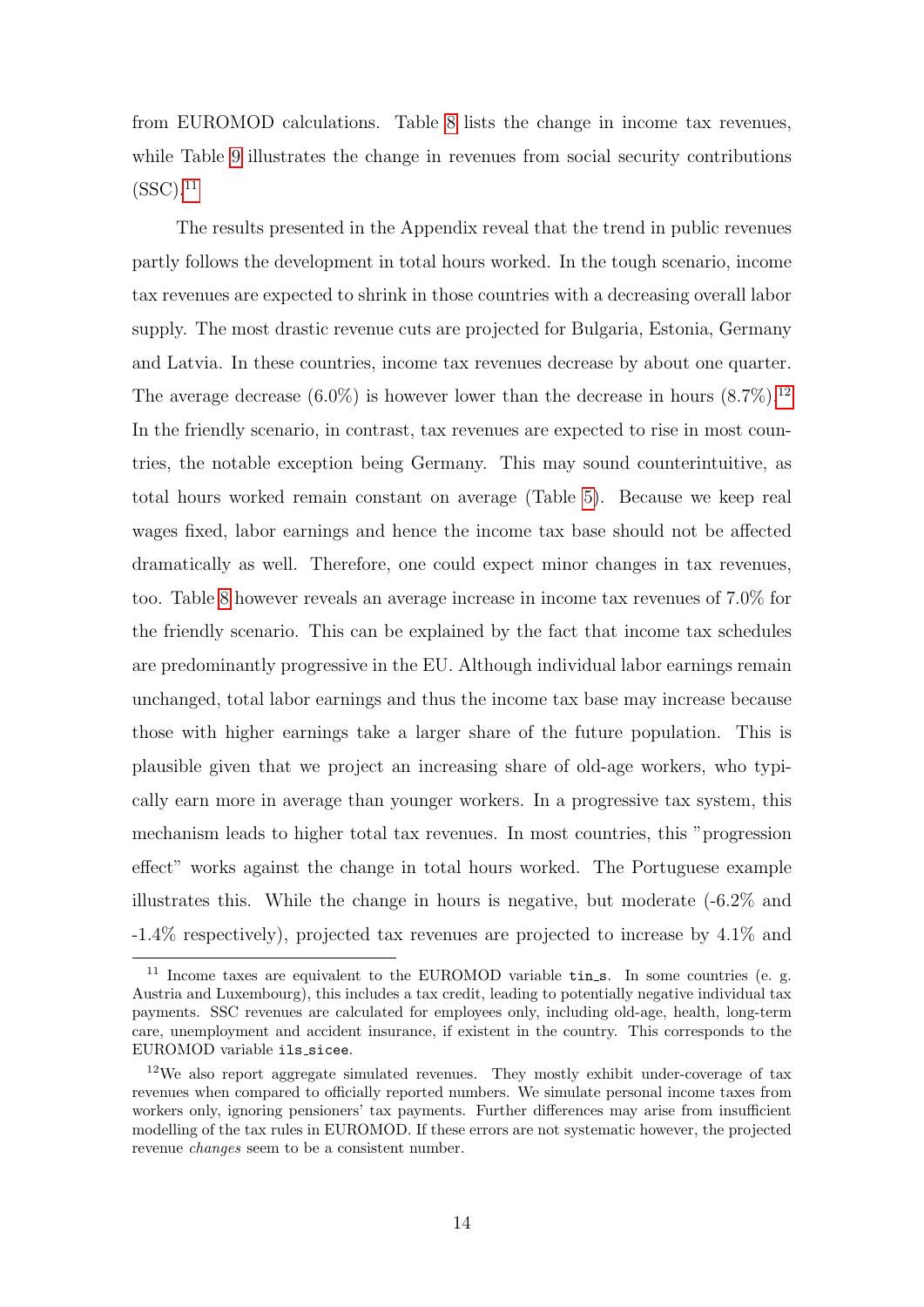from EUROMOD calculations. Table 8 lists the change in income tax revenues, while Table 9 illustrates the change in revenues from social security contributions (SSC).[11]

The results presented in the Appendix reveal that the trend in public revenues partly follows the development in total hours worked. In the tough scenario, income tax revenues are expected to shrink in those countries with a decreasing overall labor supply. The most drastic revenue cuts are projected for Bulgaria, Estonia, Germany and Latvia. In these countries, income tax revenues decrease by about one quarter. The average decrease (6.0%) is however lower than the decrease in hours (8.7%).[12] In the friendly scenario, in contrast, tax revenues are expected to rise in most countries, the notable exception being Germany. This may sound counterintuitive, as total hours worked remain constant on average (Table 5). Because we keep real wages fixed, labor earnings and hence the income tax base should not be affected dramatically as well. Therefore, one could expect minor changes in tax revenues, too. Table 8 however reveals an average increase in income tax revenues of 7.0% for the friendly scenario. This can be explained by the fact that income tax schedules are predominantly progressive in the EU. Although individual labor earnings remain unchanged, total labor earnings and thus the income tax base may increase because those with higher earnings take a larger share of the future population. This is plausible given that we project an increasing share of old-age workers, who typically earn more in average than younger workers. In a progressive tax system, this mechanism leads to higher total tax revenues. In most countries, this "progression effect" works against the change in total hours worked. The Portuguese example illustrates this. While the change in hours is negative, but moderate (-6.2% and -1.4% respectively), projected tax revenues are projected to increase by 4.1% and

---

[11] Income taxes are equivalent to the EUROMOD variable `tin_s`. In some countries (e. g. Austria and Luxembourg), this includes a tax credit, leading to potentially negative individual tax payments. SSC revenues are calculated for employees only, including old-age, health, long-term care, unemployment and accident insurance, if existent in the country. This corresponds to the EUROMOD variable `ils_sicee`.

[12] We also report aggregate simulated revenues. They mostly exhibit under-coverage of tax revenues when compared to officially reported numbers. We simulate personal income taxes from workers only, ignoring pensioners' tax payments. Further differences may arise from insufficient modelling of the tax rules in EUROMOD. If these errors are not systematic however, the projected revenue *changes* seem to be a consistent number.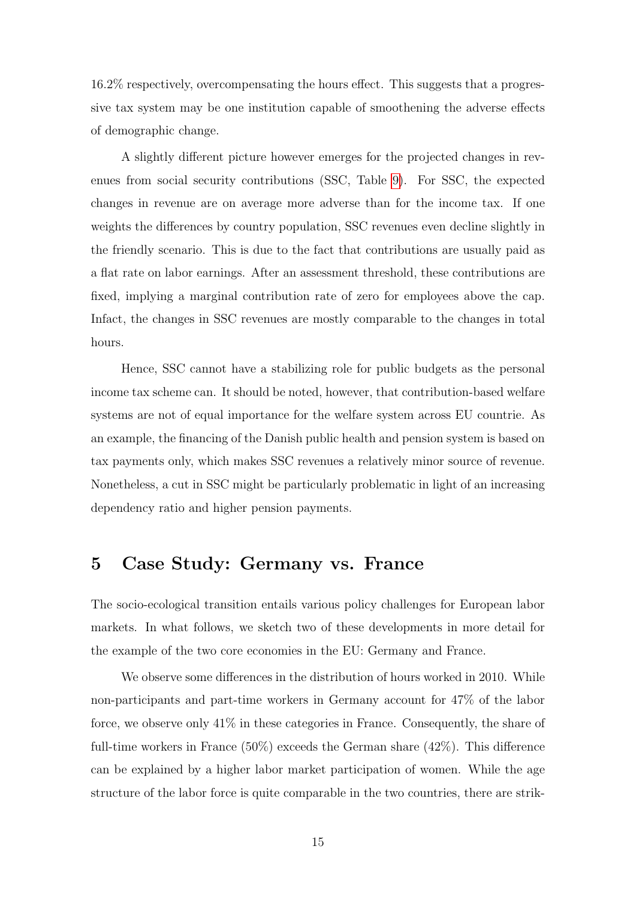16.2% respectively, overcompensating the hours effect. This suggests that a progressive tax system may be one institution capable of smoothening the adverse effects of demographic change.

A slightly different picture however emerges for the projected changes in revenues from social security contributions (SSC, Table 9). For SSC, the expected changes in revenue are on average more adverse than for the income tax. If one weights the differences by country population, SSC revenues even decline slightly in the friendly scenario. This is due to the fact that contributions are usually paid as a flat rate on labor earnings. After an assessment threshold, these contributions are fixed, implying a marginal contribution rate of zero for employees above the cap. Infact, the changes in SSC revenues are mostly comparable to the changes in total hours.

Hence, SSC cannot have a stabilizing role for public budgets as the personal income tax scheme can. It should be noted, however, that contribution-based welfare systems are not of equal importance for the welfare system across EU countrie. As an example, the financing of the Danish public health and pension system is based on tax payments only, which makes SSC revenues a relatively minor source of revenue. Nonetheless, a cut in SSC might be particularly problematic in light of an increasing dependency ratio and higher pension payments.

# 5 Case Study: Germany vs. France

The socio-ecological transition entails various policy challenges for European labor markets. In what follows, we sketch two of these developments in more detail for the example of the two core economies in the EU: Germany and France.

We observe some differences in the distribution of hours worked in 2010. While non-participants and part-time workers in Germany account for 47% of the labor force, we observe only 41% in these categories in France. Consequently, the share of full-time workers in France (50%) exceeds the German share (42%). This difference can be explained by a higher labor market participation of women. While the age structure of the labor force is quite comparable in the two countries, there are strik-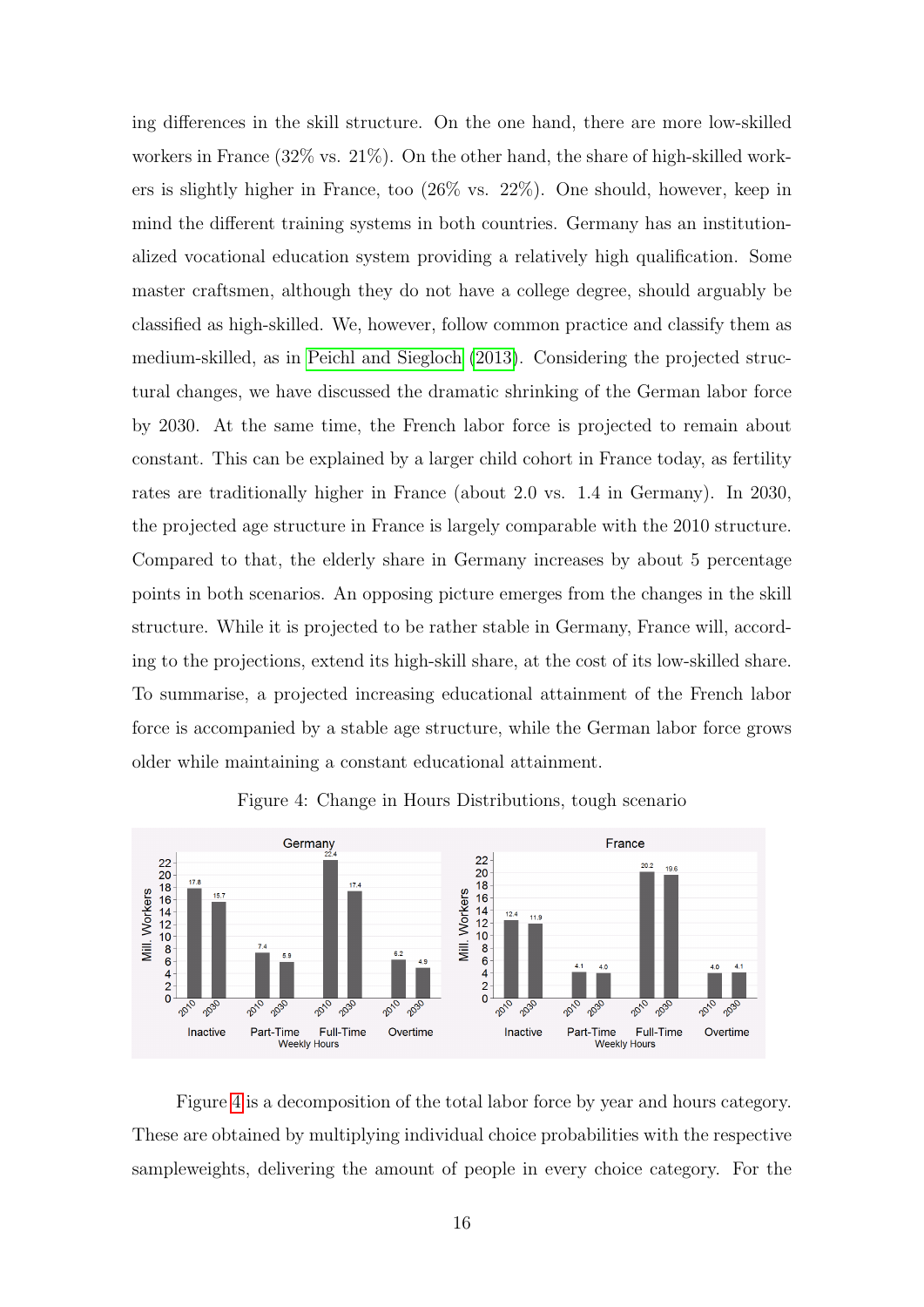ing differences in the skill structure. On the one hand, there are more low-skilled workers in France (32% vs. 21%). On the other hand, the share of high-skilled workers is slightly higher in France, too (26% vs. 22%). One should, however, keep in mind the different training systems in both countries. Germany has an institutionalized vocational education system providing a relatively high qualification. Some master craftsmen, although they do not have a college degree, should arguably be classified as high-skilled. We, however, follow common practice and classify them as medium-skilled, as in Peichl and Siegloch (2013). Considering the projected structural changes, we have discussed the dramatic shrinking of the German labor force by 2030. At the same time, the French labor force is projected to remain about constant. This can be explained by a larger child cohort in France today, as fertility rates are traditionally higher in France (about 2.0 vs. 1.4 in Germany). In 2030, the projected age structure in France is largely comparable with the 2010 structure. Compared to that, the elderly share in Germany increases by about 5 percentage points in both scenarios. An opposing picture emerges from the changes in the skill structure. While it is projected to be rather stable in Germany, France will, according to the projections, extend its high-skill share, at the cost of its low-skilled share. To summarise, a projected increasing educational attainment of the French labor force is accompanied by a stable age structure, while the German labor force grows older while maintaining a constant educational attainment.

Figure 4: Change in Hours Distributions, tough scenario

Figure 4 is a decomposition of the total labor force by year and hours category. These are obtained by multiplying individual choice probabilities with the respective sampleweights, delivering the amount of people in every choice category. For the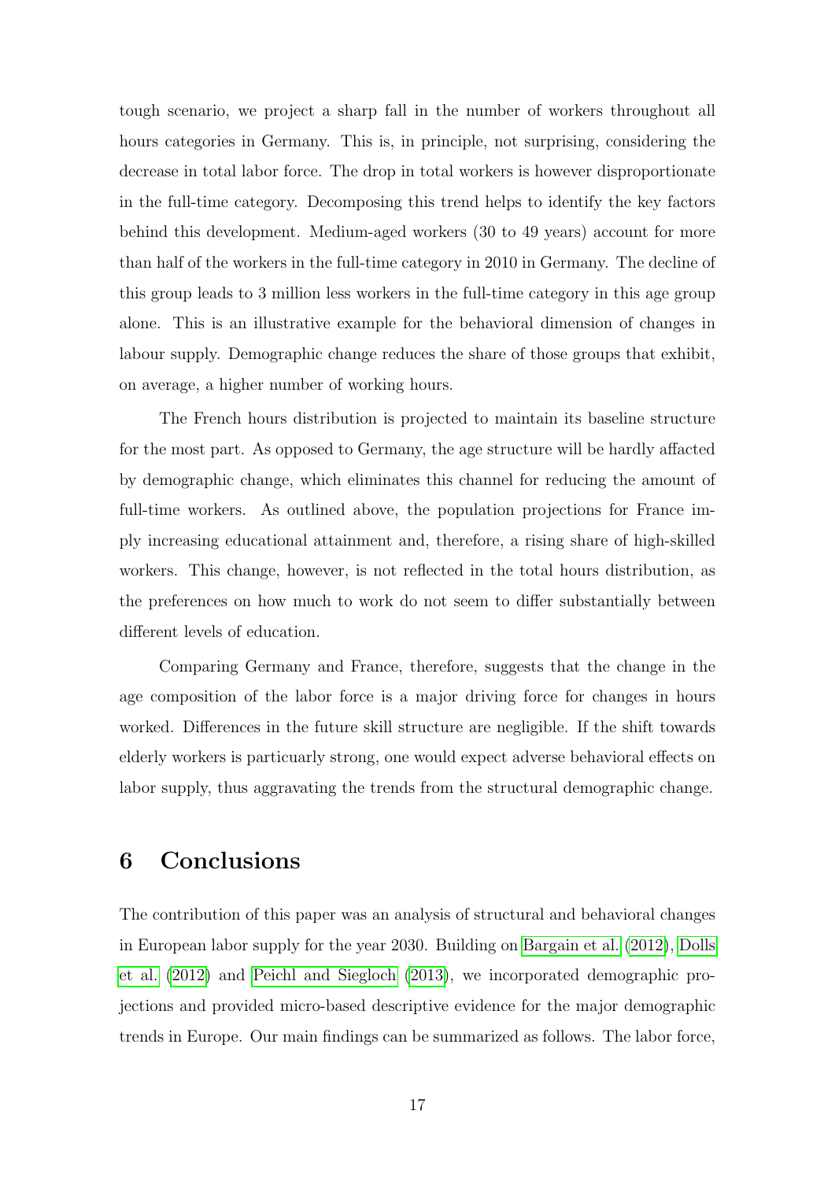tough scenario, we project a sharp fall in the number of workers throughout all hours categories in Germany. This is, in principle, not surprising, considering the decrease in total labor force. The drop in total workers is however disproportionate in the full-time category. Decomposing this trend helps to identify the key factors behind this development. Medium-aged workers (30 to 49 years) account for more than half of the workers in the full-time category in 2010 in Germany. The decline of this group leads to 3 million less workers in the full-time category in this age group alone. This is an illustrative example for the behavioral dimension of changes in labour supply. Demographic change reduces the share of those groups that exhibit, on average, a higher number of working hours.

The French hours distribution is projected to maintain its baseline structure for the most part. As opposed to Germany, the age structure will be hardly affacted by demographic change, which eliminates this channel for reducing the amount of full-time workers. As outlined above, the population projections for France imply increasing educational attainment and, therefore, a rising share of high-skilled workers. This change, however, is not reflected in the total hours distribution, as the preferences on how much to work do not seem to differ substantially between different levels of education.

Comparing Germany and France, therefore, suggests that the change in the age composition of the labor force is a major driving force for changes in hours worked. Differences in the future skill structure are negligible. If the shift towards elderly workers is particularly strong, one would expect adverse behavioral effects on labor supply, thus aggravating the trends from the structural demographic change.

# 6 Conclusions

The contribution of this paper was an analysis of structural and behavioral changes in European labor supply for the year 2030. Building on Bargain et al. (2012), Dolls et al. (2012) and Peichl and Siegloch (2013), we incorporated demographic projections and provided micro-based descriptive evidence for the major demographic trends in Europe. Our main findings can be summarized as follows. The labor force,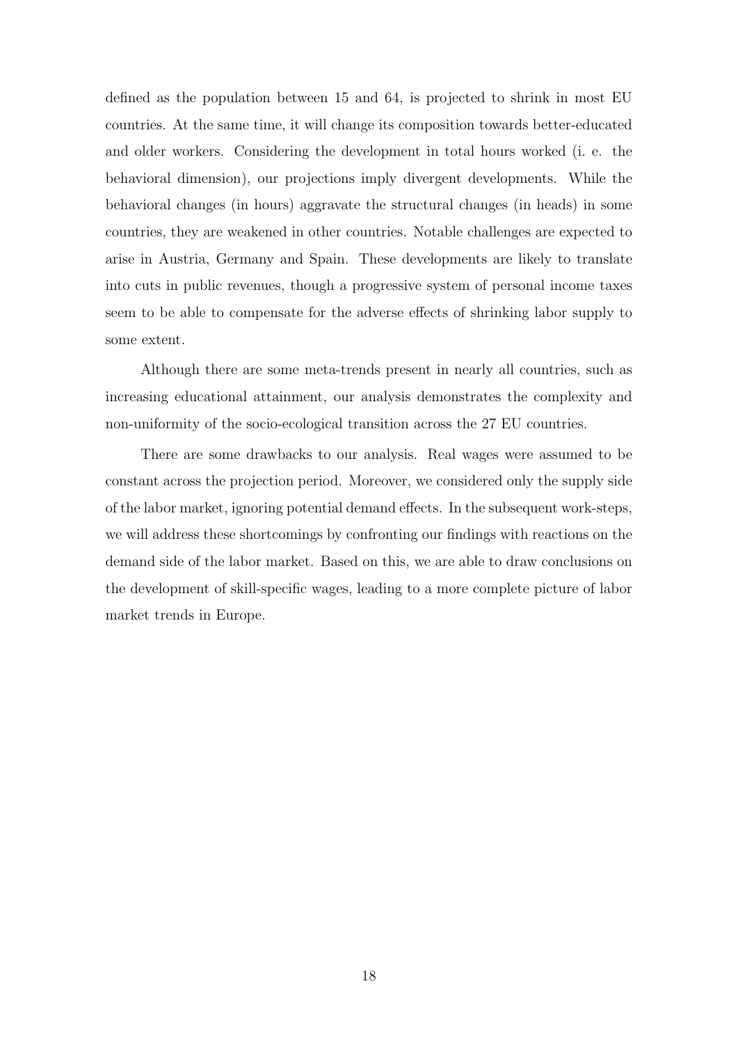defined as the population between 15 and 64, is projected to shrink in most EU countries. At the same time, it will change its composition towards better-educated and older workers. Considering the development in total hours worked (i. e. the behavioral dimension), our projections imply divergent developments. While the behavioral changes (in hours) aggravate the structural changes (in heads) in some countries, they are weakened in other countries. Notable challenges are expected to arise in Austria, Germany and Spain. These developments are likely to translate into cuts in public revenues, though a progressive system of personal income taxes seem to be able to compensate for the adverse effects of shrinking labor supply to some extent.

Although there are some meta-trends present in nearly all countries, such as increasing educational attainment, our analysis demonstrates the complexity and non-uniformity of the socio-ecological transition across the 27 EU countries.

There are some drawbacks to our analysis. Real wages were assumed to be constant across the projection period. Moreover, we considered only the supply side of the labor market, ignoring potential demand effects. In the subsequent work-steps, we will address these shortcomings by confronting our findings with reactions on the demand side of the labor market. Based on this, we are able to draw conclusions on the development of skill-specific wages, leading to a more complete picture of labor market trends in Europe.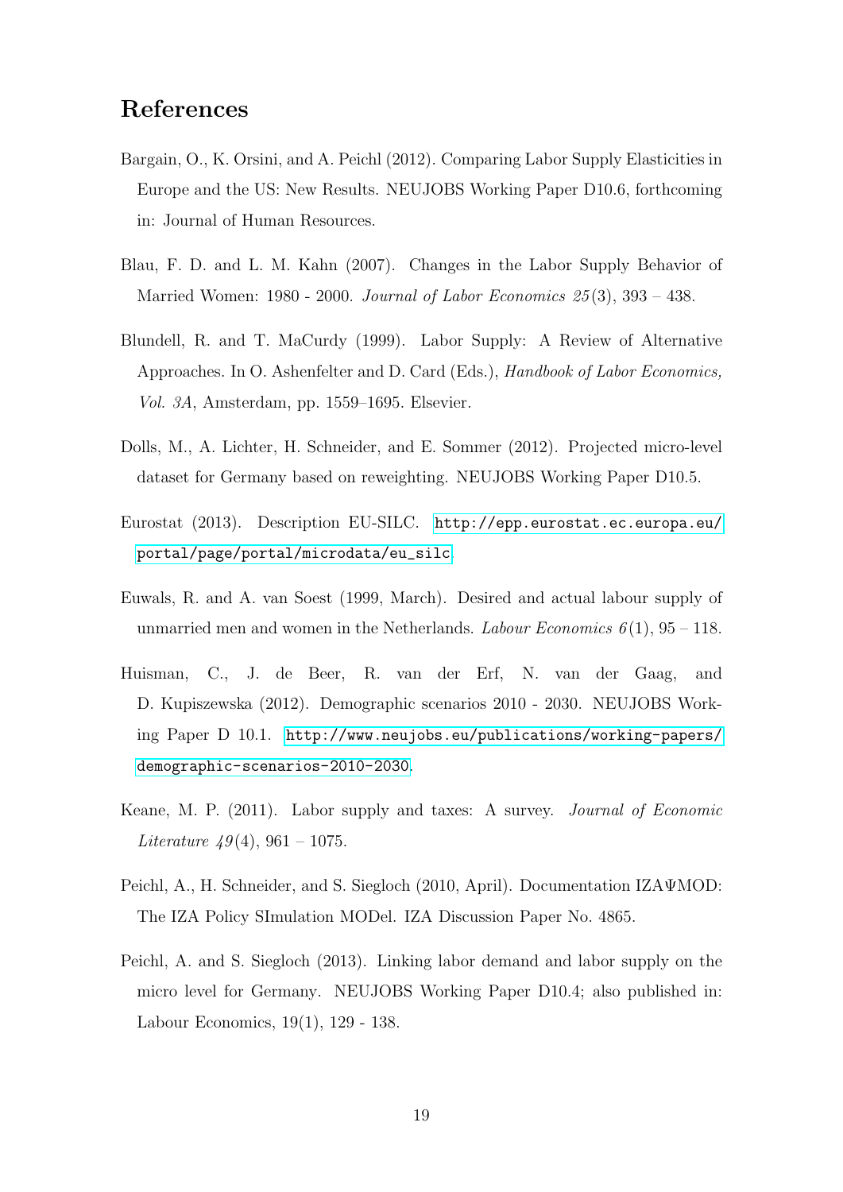## References

Bargain, O., K. Orsini, and A. Peichl (2012). Comparing Labor Supply Elasticities in Europe and the US: New Results. NEUJOBS Working Paper D10.6, forthcoming in: Journal of Human Resources.

Blau, F. D. and L. M. Kahn (2007). Changes in the Labor Supply Behavior of Married Women: 1980 - 2000. *Journal of Labor Economics 25*(3), 393 – 438.

Blundell, R. and T. MaCurdy (1999). Labor Supply: A Review of Alternative Approaches. In O. Ashenfelter and D. Card (Eds.), *Handbook of Labor Economics, Vol. 3A*, Amsterdam, pp. 1559–1695. Elsevier.

Dolls, M., A. Lichter, H. Schneider, and E. Sommer (2012). Projected micro-level dataset for Germany based on reweighting. NEUJOBS Working Paper D10.5.

Eurostat (2013). Description EU-SILC. http://epp.eurostat.ec.europa.eu/portal/page/portal/microdata/eu_silc.

Euwals, R. and A. van Soest (1999, March). Desired and actual labour supply of unmarried men and women in the Netherlands. *Labour Economics 6*(1), 95 – 118.

Huisman, C., J. de Beer, R. van der Erf, N. van der Gaag, and D. Kupiszewska (2012). Demographic scenarios 2010 - 2030. NEUJOBS Working Paper D 10.1. http://www.neujobs.eu/publications/working-papers/demographic-scenarios-2010-2030.

Keane, M. P. (2011). Labor supply and taxes: A survey. *Journal of Economic Literature 49*(4), 961 – 1075.

Peichl, A., H. Schneider, and S. Siegloch (2010, April). Documentation IZAΨMOD: The IZA Policy SImulation MODel. IZA Discussion Paper No. 4865.

Peichl, A. and S. Siegloch (2013). Linking labor demand and labor supply on the micro level for Germany. NEUJOBS Working Paper D10.4; also published in: Labour Economics, 19(1), 129 - 138.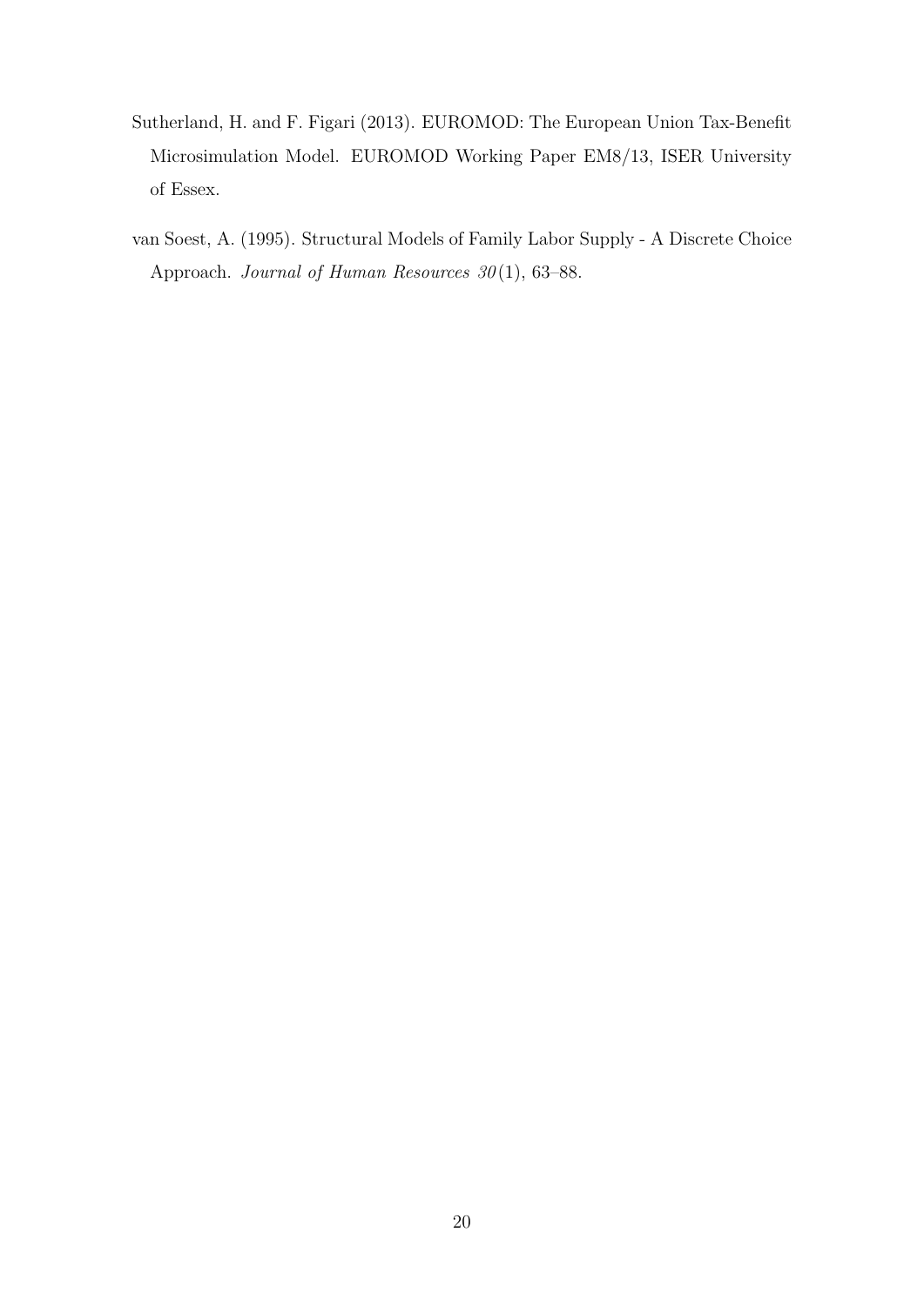Sutherland, H. and F. Figari (2013). EUROMOD: The European Union Tax-Benefit Microsimulation Model. EUROMOD Working Paper EM8/13, ISER University of Essex.

van Soest, A. (1995). Structural Models of Family Labor Supply - A Discrete Choice Approach. *Journal of Human Resources 30*(1), 63–88.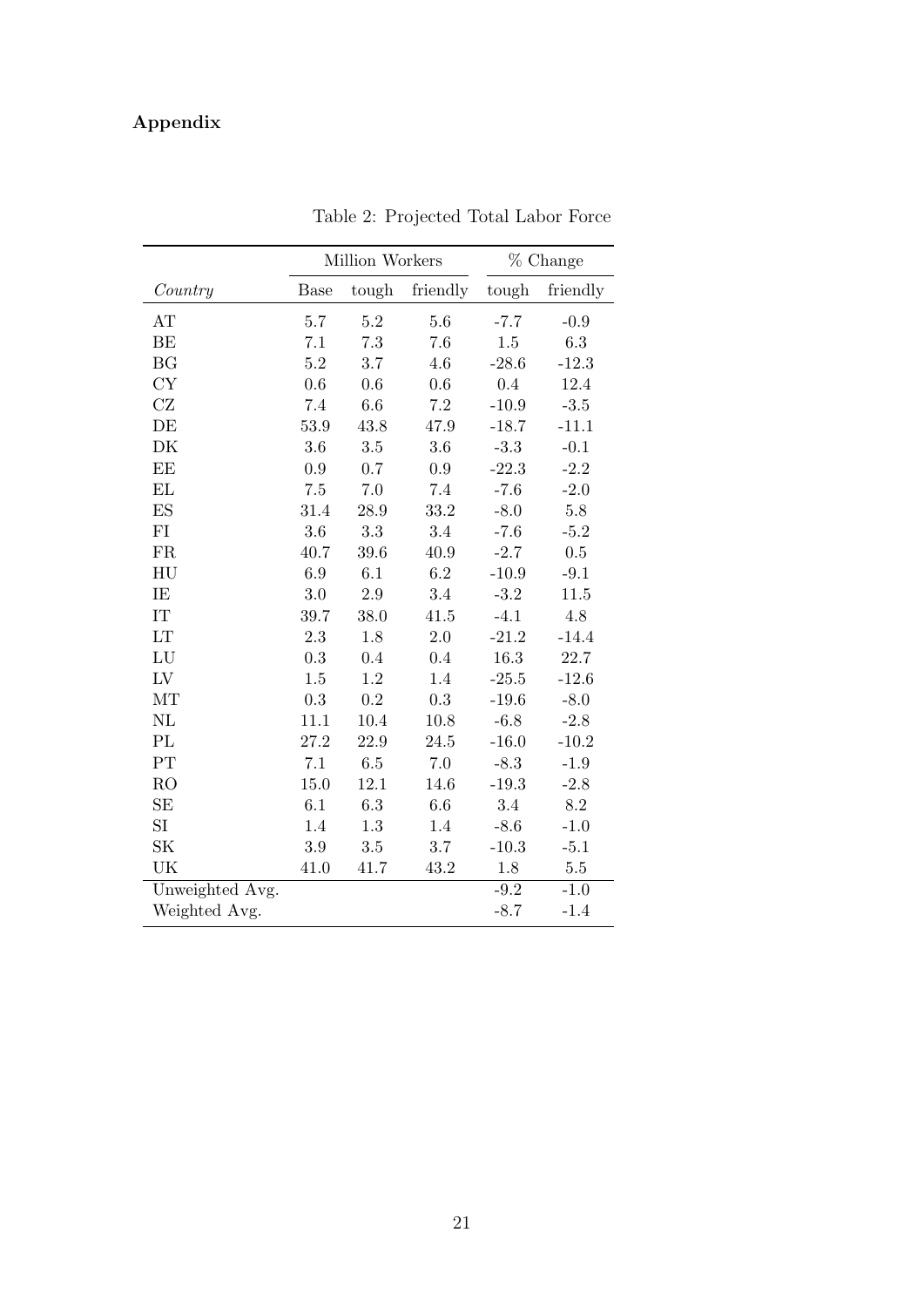## Appendix

Table 2: Projected Total Labor Force

| | Million Workers | | | % Change | |
|---|---|---|---|---|---|
| *Country* | Base | tough | friendly | tough | friendly |
| AT | 5.7 | 5.2 | 5.6 | -7.7 | -0.9 |
| BE | 7.1 | 7.3 | 7.6 | 1.5 | 6.3 |
| BG | 5.2 | 3.7 | 4.6 | -28.6 | -12.3 |
| CY | 0.6 | 0.6 | 0.6 | 0.4 | 12.4 |
| CZ | 7.4 | 6.6 | 7.2 | -10.9 | -3.5 |
| DE | 53.9 | 43.8 | 47.9 | -18.7 | -11.1 |
| DK | 3.6 | 3.5 | 3.6 | -3.3 | -0.1 |
| EE | 0.9 | 0.7 | 0.9 | -22.3 | -2.2 |
| EL | 7.5 | 7.0 | 7.4 | -7.6 | -2.0 |
| ES | 31.4 | 28.9 | 33.2 | -8.0 | 5.8 |
| FI | 3.6 | 3.3 | 3.4 | -7.6 | -5.2 |
| FR | 40.7 | 39.6 | 40.9 | -2.7 | 0.5 |
| HU | 6.9 | 6.1 | 6.2 | -10.9 | -9.1 |
| IE | 3.0 | 2.9 | 3.4 | -3.2 | 11.5 |
| IT | 39.7 | 38.0 | 41.5 | -4.1 | 4.8 |
| LT | 2.3 | 1.8 | 2.0 | -21.2 | -14.4 |
| LU | 0.3 | 0.4 | 0.4 | 16.3 | 22.7 |
| LV | 1.5 | 1.2 | 1.4 | -25.5 | -12.6 |
| MT | 0.3 | 0.2 | 0.3 | -19.6 | -8.0 |
| NL | 11.1 | 10.4 | 10.8 | -6.8 | -2.8 |
| PL | 27.2 | 22.9 | 24.5 | -16.0 | -10.2 |
| PT | 7.1 | 6.5 | 7.0 | -8.3 | -1.9 |
| RO | 15.0 | 12.1 | 14.6 | -19.3 | -2.8 |
| SE | 6.1 | 6.3 | 6.6 | 3.4 | 8.2 |
| SI | 1.4 | 1.3 | 1.4 | -8.6 | -1.0 |
| SK | 3.9 | 3.5 | 3.7 | -10.3 | -5.1 |
| UK | 41.0 | 41.7 | 43.2 | 1.8 | 5.5 |
| Unweighted Avg. | | | | -9.2 | -1.0 |
| Weighted Avg. | | | | -8.7 | -1.4 |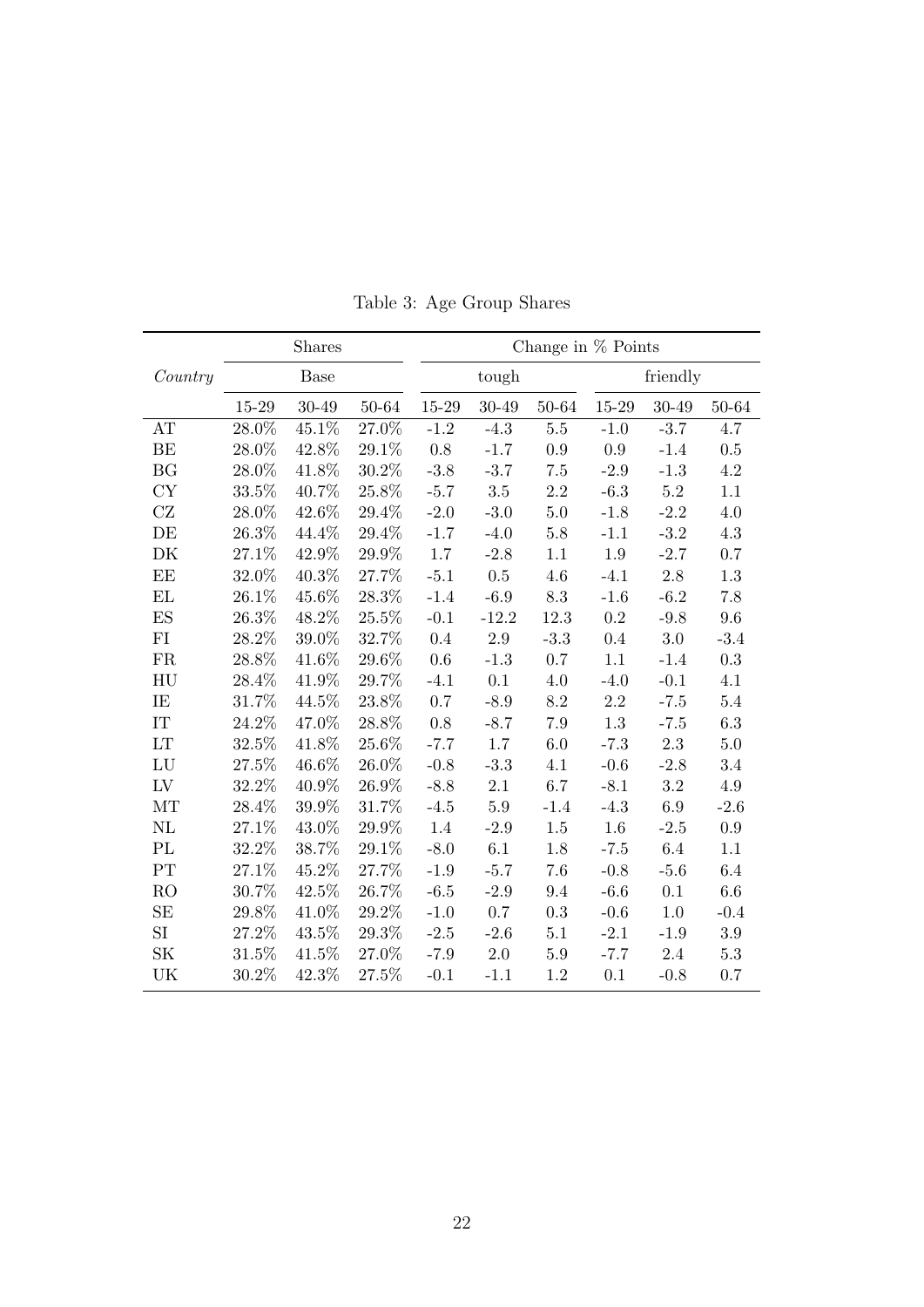Table 3: Age Group Shares

| | Shares | | | Change in % Points | | | | | |
|---|---|---|---|---|---|---|---|---|---|
| *Country* | Base | | | tough | | | friendly | | |
| | 15-29 | 30-49 | 50-64 | 15-29 | 30-49 | 50-64 | 15-29 | 30-49 | 50-64 |
| AT | 28.0% | 45.1% | 27.0% | -1.2 | -4.3 | 5.5 | -1.0 | -3.7 | 4.7 |
| BE | 28.0% | 42.8% | 29.1% | 0.8 | -1.7 | 0.9 | 0.9 | -1.4 | 0.5 |
| BG | 28.0% | 41.8% | 30.2% | -3.8 | -3.7 | 7.5 | -2.9 | -1.3 | 4.2 |
| CY | 33.5% | 40.7% | 25.8% | -5.7 | 3.5 | 2.2 | -6.3 | 5.2 | 1.1 |
| CZ | 28.0% | 42.6% | 29.4% | -2.0 | -3.0 | 5.0 | -1.8 | -2.2 | 4.0 |
| DE | 26.3% | 44.4% | 29.4% | -1.7 | -4.0 | 5.8 | -1.1 | -3.2 | 4.3 |
| DK | 27.1% | 42.9% | 29.9% | 1.7 | -2.8 | 1.1 | 1.9 | -2.7 | 0.7 |
| EE | 32.0% | 40.3% | 27.7% | -5.1 | 0.5 | 4.6 | -4.1 | 2.8 | 1.3 |
| EL | 26.1% | 45.6% | 28.3% | -1.4 | -6.9 | 8.3 | -1.6 | -6.2 | 7.8 |
| ES | 26.3% | 48.2% | 25.5% | -0.1 | -12.2 | 12.3 | 0.2 | -9.8 | 9.6 |
| FI | 28.2% | 39.0% | 32.7% | 0.4 | 2.9 | -3.3 | 0.4 | 3.0 | -3.4 |
| FR | 28.8% | 41.6% | 29.6% | 0.6 | -1.3 | 0.7 | 1.1 | -1.4 | 0.3 |
| HU | 28.4% | 41.9% | 29.7% | -4.1 | 0.1 | 4.0 | -4.0 | -0.1 | 4.1 |
| IE | 31.7% | 44.5% | 23.8% | 0.7 | -8.9 | 8.2 | 2.2 | -7.5 | 5.4 |
| IT | 24.2% | 47.0% | 28.8% | 0.8 | -8.7 | 7.9 | 1.3 | -7.5 | 6.3 |
| LT | 32.5% | 41.8% | 25.6% | -7.7 | 1.7 | 6.0 | -7.3 | 2.3 | 5.0 |
| LU | 27.5% | 46.6% | 26.0% | -0.8 | -3.3 | 4.1 | -0.6 | -2.8 | 3.4 |
| LV | 32.2% | 40.9% | 26.9% | -8.8 | 2.1 | 6.7 | -8.1 | 3.2 | 4.9 |
| MT | 28.4% | 39.9% | 31.7% | -4.5 | 5.9 | -1.4 | -4.3 | 6.9 | -2.6 |
| NL | 27.1% | 43.0% | 29.9% | 1.4 | -2.9 | 1.5 | 1.6 | -2.5 | 0.9 |
| PL | 32.2% | 38.7% | 29.1% | -8.0 | 6.1 | 1.8 | -7.5 | 6.4 | 1.1 |
| PT | 27.1% | 45.2% | 27.7% | -1.9 | -5.7 | 7.6 | -0.8 | -5.6 | 6.4 |
| RO | 30.7% | 42.5% | 26.7% | -6.5 | -2.9 | 9.4 | -6.6 | 0.1 | 6.6 |
| SE | 29.8% | 41.0% | 29.2% | -1.0 | 0.7 | 0.3 | -0.6 | 1.0 | -0.4 |
| SI | 27.2% | 43.5% | 29.3% | -2.5 | -2.6 | 5.1 | -2.1 | -1.9 | 3.9 |
| SK | 31.5% | 41.5% | 27.0% | -7.9 | 2.0 | 5.9 | -7.7 | 2.4 | 5.3 |
| UK | 30.2% | 42.3% | 27.5% | -0.1 | -1.1 | 1.2 | 0.1 | -0.8 | 0.7 |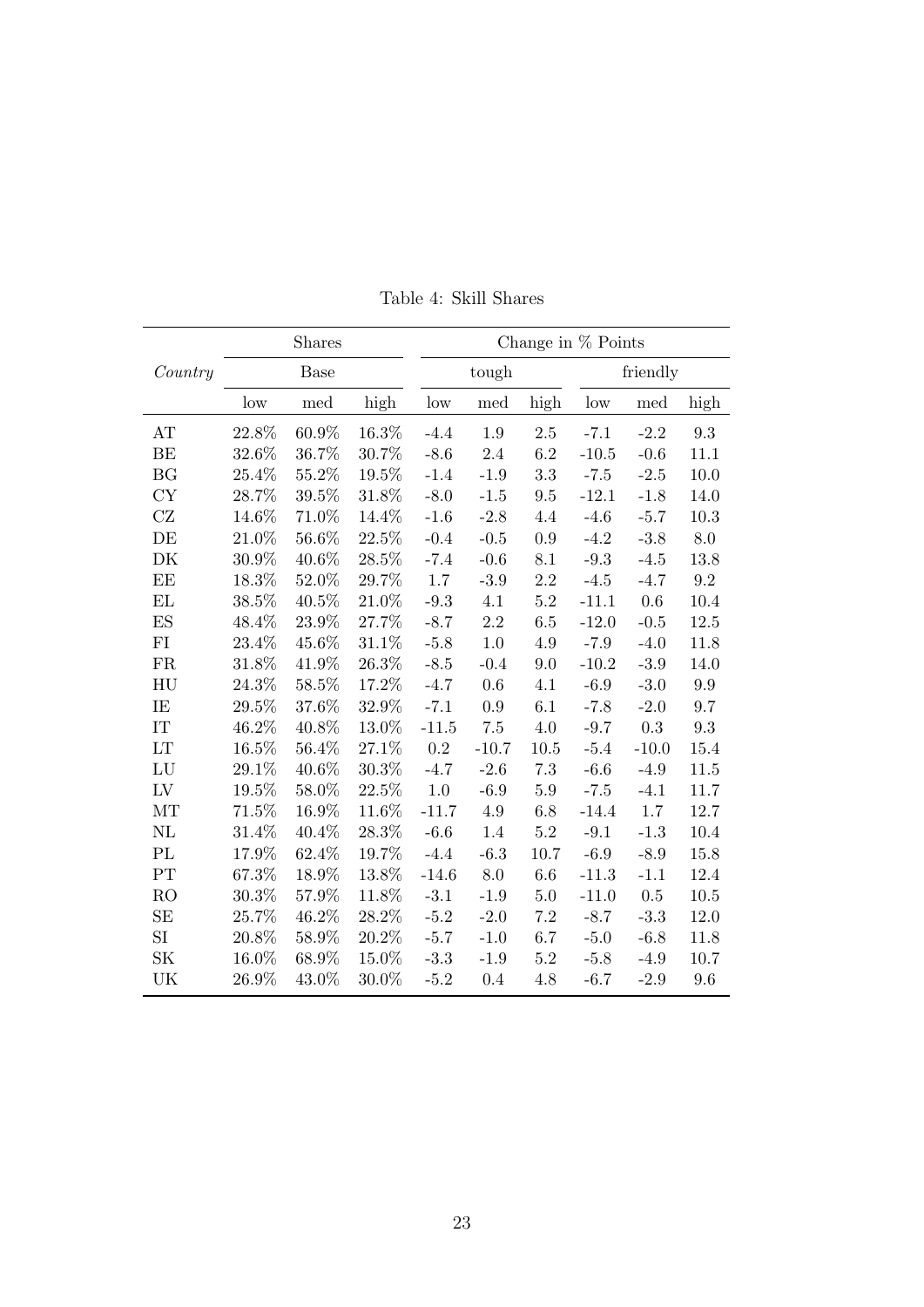Table 4: Skill Shares

| | Shares | | | Change in % Points | | | | | |
|---|---|---|---|---|---|---|---|---|---|
| *Country* | Base | | | tough | | | friendly | | |
| | low | med | high | low | med | high | low | med | high |
| AT | 22.8% | 60.9% | 16.3% | -4.4 | 1.9 | 2.5 | -7.1 | -2.2 | 9.3 |
| BE | 32.6% | 36.7% | 30.7% | -8.6 | 2.4 | 6.2 | -10.5 | -0.6 | 11.1 |
| BG | 25.4% | 55.2% | 19.5% | -1.4 | -1.9 | 3.3 | -7.5 | -2.5 | 10.0 |
| CY | 28.7% | 39.5% | 31.8% | -8.0 | -1.5 | 9.5 | -12.1 | -1.8 | 14.0 |
| CZ | 14.6% | 71.0% | 14.4% | -1.6 | -2.8 | 4.4 | -4.6 | -5.7 | 10.3 |
| DE | 21.0% | 56.6% | 22.5% | -0.4 | -0.5 | 0.9 | -4.2 | -3.8 | 8.0 |
| DK | 30.9% | 40.6% | 28.5% | -7.4 | -0.6 | 8.1 | -9.3 | -4.5 | 13.8 |
| EE | 18.3% | 52.0% | 29.7% | 1.7 | -3.9 | 2.2 | -4.5 | -4.7 | 9.2 |
| EL | 38.5% | 40.5% | 21.0% | -9.3 | 4.1 | 5.2 | -11.1 | 0.6 | 10.4 |
| ES | 48.4% | 23.9% | 27.7% | -8.7 | 2.2 | 6.5 | -12.0 | -0.5 | 12.5 |
| FI | 23.4% | 45.6% | 31.1% | -5.8 | 1.0 | 4.9 | -7.9 | -4.0 | 11.8 |
| FR | 31.8% | 41.9% | 26.3% | -8.5 | -0.4 | 9.0 | -10.2 | -3.9 | 14.0 |
| HU | 24.3% | 58.5% | 17.2% | -4.7 | 0.6 | 4.1 | -6.9 | -3.0 | 9.9 |
| IE | 29.5% | 37.6% | 32.9% | -7.1 | 0.9 | 6.1 | -7.8 | -2.0 | 9.7 |
| IT | 46.2% | 40.8% | 13.0% | -11.5 | 7.5 | 4.0 | -9.7 | 0.3 | 9.3 |
| LT | 16.5% | 56.4% | 27.1% | 0.2 | -10.7 | 10.5 | -5.4 | -10.0 | 15.4 |
| LU | 29.1% | 40.6% | 30.3% | -4.7 | -2.6 | 7.3 | -6.6 | -4.9 | 11.5 |
| LV | 19.5% | 58.0% | 22.5% | 1.0 | -6.9 | 5.9 | -7.5 | -4.1 | 11.7 |
| MT | 71.5% | 16.9% | 11.6% | -11.7 | 4.9 | 6.8 | -14.4 | 1.7 | 12.7 |
| NL | 31.4% | 40.4% | 28.3% | -6.6 | 1.4 | 5.2 | -9.1 | -1.3 | 10.4 |
| PL | 17.9% | 62.4% | 19.7% | -4.4 | -6.3 | 10.7 | -6.9 | -8.9 | 15.8 |
| PT | 67.3% | 18.9% | 13.8% | -14.6 | 8.0 | 6.6 | -11.3 | -1.1 | 12.4 |
| RO | 30.3% | 57.9% | 11.8% | -3.1 | -1.9 | 5.0 | -11.0 | 0.5 | 10.5 |
| SE | 25.7% | 46.2% | 28.2% | -5.2 | -2.0 | 7.2 | -8.7 | -3.3 | 12.0 |
| SI | 20.8% | 58.9% | 20.2% | -5.7 | -1.0 | 6.7 | -5.0 | -6.8 | 11.8 |
| SK | 16.0% | 68.9% | 15.0% | -3.3 | -1.9 | 5.2 | -5.8 | -4.9 | 10.7 |
| UK | 26.9% | 43.0% | 30.0% | -5.2 | 0.4 | 4.8 | -6.7 | -2.9 | 9.6 |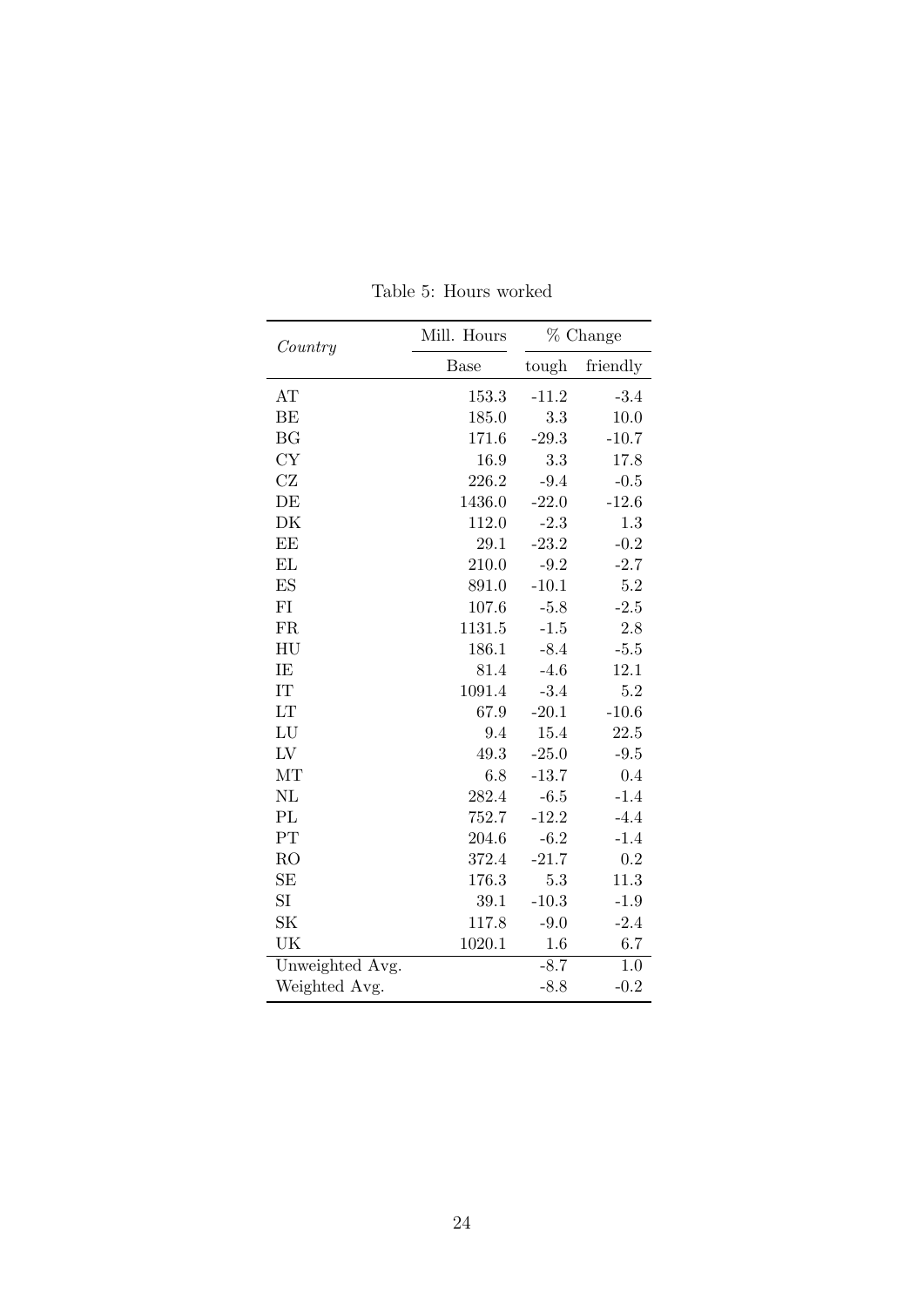Table 5: Hours worked

| *Country* | Mill. Hours | % Change | |
|---|---|---|---|
| | Base | tough | friendly |
| AT | 153.3 | -11.2 | -3.4 |
| BE | 185.0 | 3.3 | 10.0 |
| BG | 171.6 | -29.3 | -10.7 |
| CY | 16.9 | 3.3 | 17.8 |
| CZ | 226.2 | -9.4 | -0.5 |
| DE | 1436.0 | -22.0 | -12.6 |
| DK | 112.0 | -2.3 | 1.3 |
| EE | 29.1 | -23.2 | -0.2 |
| EL | 210.0 | -9.2 | -2.7 |
| ES | 891.0 | -10.1 | 5.2 |
| FI | 107.6 | -5.8 | -2.5 |
| FR | 1131.5 | -1.5 | 2.8 |
| HU | 186.1 | -8.4 | -5.5 |
| IE | 81.4 | -4.6 | 12.1 |
| IT | 1091.4 | -3.4 | 5.2 |
| LT | 67.9 | -20.1 | -10.6 |
| LU | 9.4 | 15.4 | 22.5 |
| LV | 49.3 | -25.0 | -9.5 |
| MT | 6.8 | -13.7 | 0.4 |
| NL | 282.4 | -6.5 | -1.4 |
| PL | 752.7 | -12.2 | -4.4 |
| PT | 204.6 | -6.2 | -1.4 |
| RO | 372.4 | -21.7 | 0.2 |
| SE | 176.3 | 5.3 | 11.3 |
| SI | 39.1 | -10.3 | -1.9 |
| SK | 117.8 | -9.0 | -2.4 |
| UK | 1020.1 | 1.6 | 6.7 |
| Unweighted Avg. | | -8.7 | 1.0 |
| Weighted Avg. | | -8.8 | -0.2 |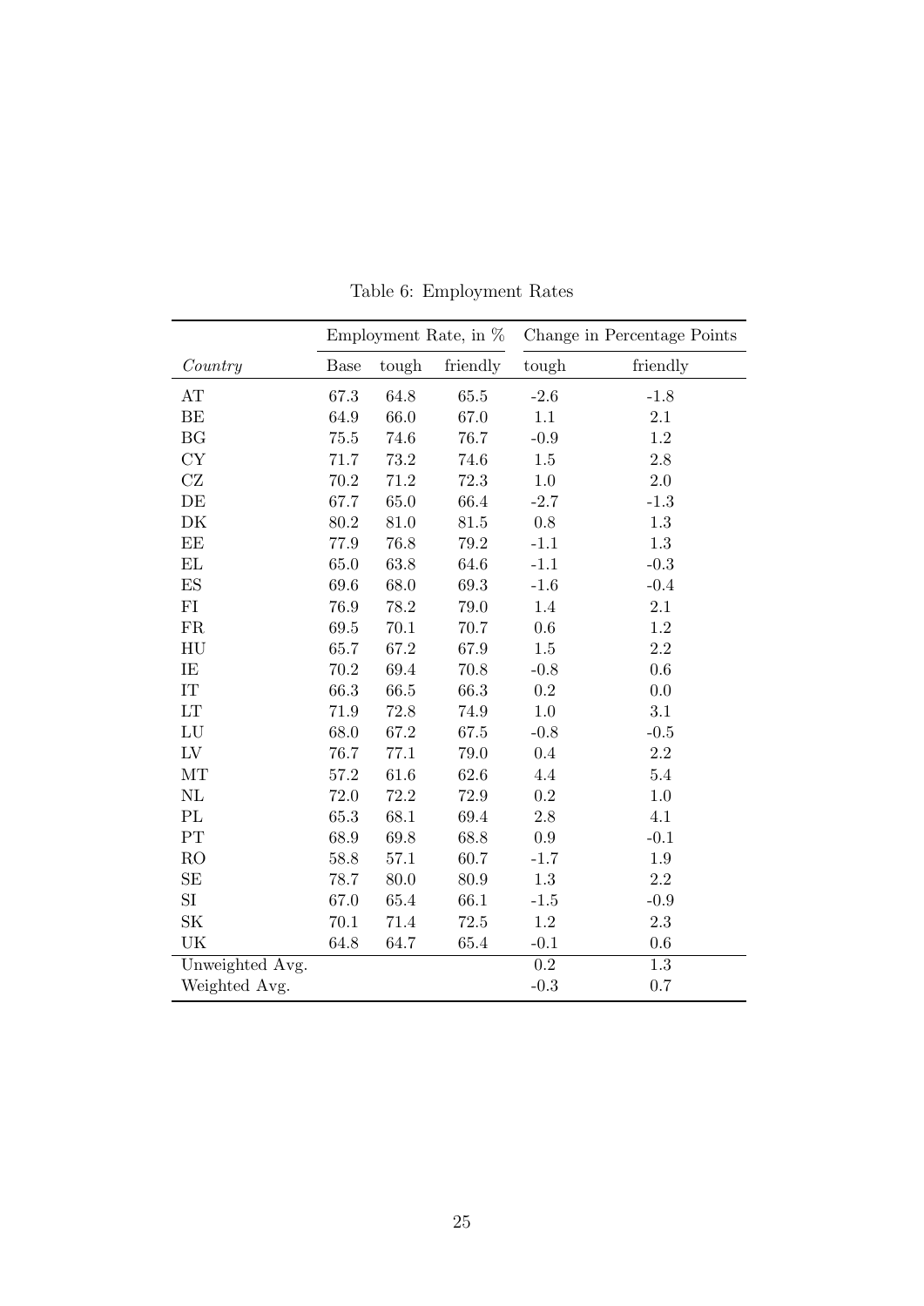Table 6: Employment Rates

| | Employment Rate, in % | | | Change in Percentage Points | |
|---|---|---|---|---|---|
| *Country* | Base | tough | friendly | tough | friendly |
| AT | 67.3 | 64.8 | 65.5 | -2.6 | -1.8 |
| BE | 64.9 | 66.0 | 67.0 | 1.1 | 2.1 |
| BG | 75.5 | 74.6 | 76.7 | -0.9 | 1.2 |
| CY | 71.7 | 73.2 | 74.6 | 1.5 | 2.8 |
| CZ | 70.2 | 71.2 | 72.3 | 1.0 | 2.0 |
| DE | 67.7 | 65.0 | 66.4 | -2.7 | -1.3 |
| DK | 80.2 | 81.0 | 81.5 | 0.8 | 1.3 |
| EE | 77.9 | 76.8 | 79.2 | -1.1 | 1.3 |
| EL | 65.0 | 63.8 | 64.6 | -1.1 | -0.3 |
| ES | 69.6 | 68.0 | 69.3 | -1.6 | -0.4 |
| FI | 76.9 | 78.2 | 79.0 | 1.4 | 2.1 |
| FR | 69.5 | 70.1 | 70.7 | 0.6 | 1.2 |
| HU | 65.7 | 67.2 | 67.9 | 1.5 | 2.2 |
| IE | 70.2 | 69.4 | 70.8 | -0.8 | 0.6 |
| IT | 66.3 | 66.5 | 66.3 | 0.2 | 0.0 |
| LT | 71.9 | 72.8 | 74.9 | 1.0 | 3.1 |
| LU | 68.0 | 67.2 | 67.5 | -0.8 | -0.5 |
| LV | 76.7 | 77.1 | 79.0 | 0.4 | 2.2 |
| MT | 57.2 | 61.6 | 62.6 | 4.4 | 5.4 |
| NL | 72.0 | 72.2 | 72.9 | 0.2 | 1.0 |
| PL | 65.3 | 68.1 | 69.4 | 2.8 | 4.1 |
| PT | 68.9 | 69.8 | 68.8 | 0.9 | -0.1 |
| RO | 58.8 | 57.1 | 60.7 | -1.7 | 1.9 |
| SE | 78.7 | 80.0 | 80.9 | 1.3 | 2.2 |
| SI | 67.0 | 65.4 | 66.1 | -1.5 | -0.9 |
| SK | 70.1 | 71.4 | 72.5 | 1.2 | 2.3 |
| UK | 64.8 | 64.7 | 65.4 | -0.1 | 0.6 |
| Unweighted Avg. | | | | 0.2 | 1.3 |
| Weighted Avg. | | | | -0.3 | 0.7 |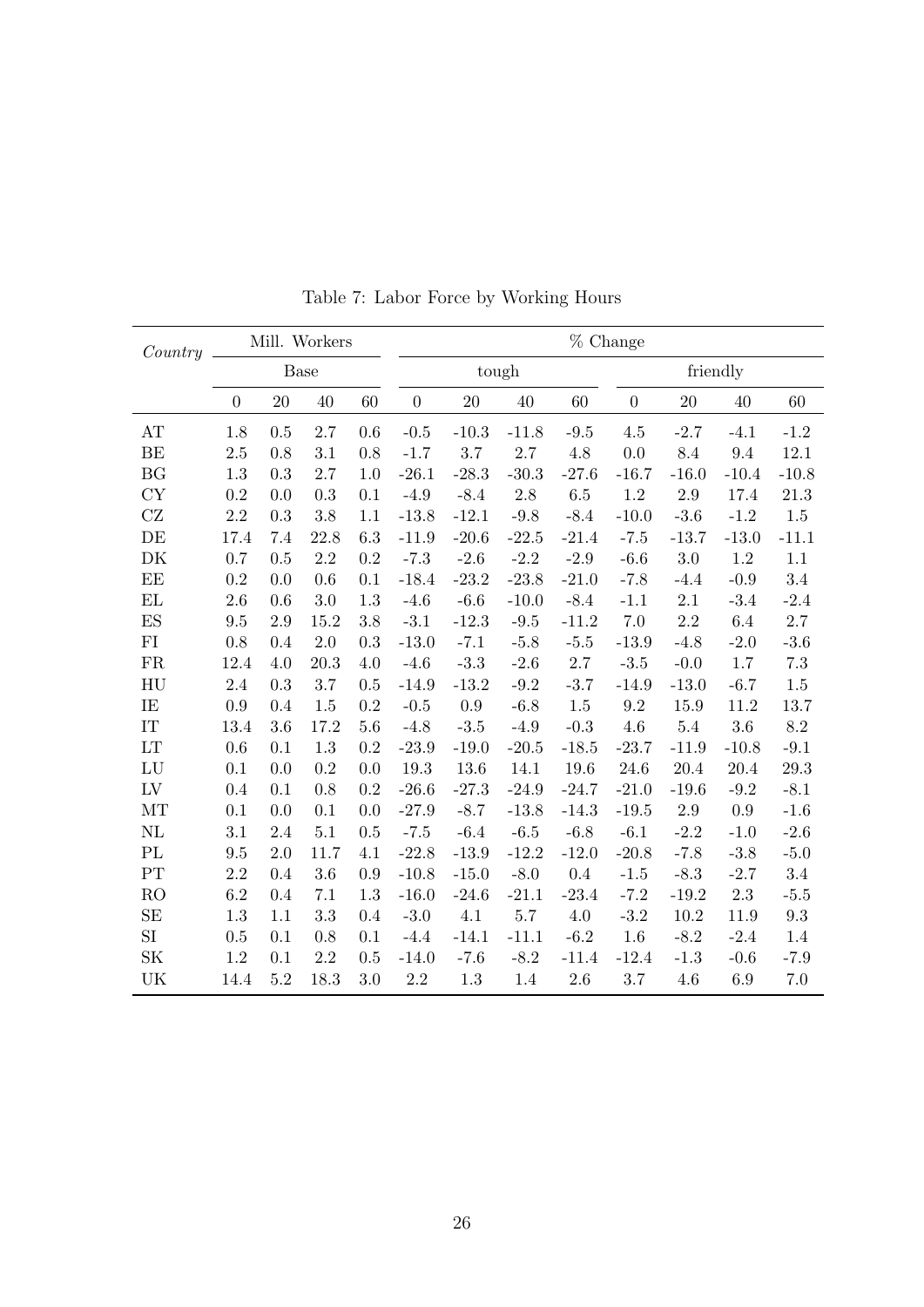Table 7: Labor Force by Working Hours

| *Country* | Mill. Workers | | | | % Change | | | | | | | |
|---|---|---|---|---|---|---|---|---|---|---|---|---|
| | Base | | | | tough | | | | friendly | | | |
| | 0 | 20 | 40 | 60 | 0 | 20 | 40 | 60 | 0 | 20 | 40 | 60 |
| AT | 1.8 | 0.5 | 2.7 | 0.6 | -0.5 | -10.3 | -11.8 | -9.5 | 4.5 | -2.7 | -4.1 | -1.2 |
| BE | 2.5 | 0.8 | 3.1 | 0.8 | -1.7 | 3.7 | 2.7 | 4.8 | 0.0 | 8.4 | 9.4 | 12.1 |
| BG | 1.3 | 0.3 | 2.7 | 1.0 | -26.1 | -28.3 | -30.3 | -27.6 | -16.7 | -16.0 | -10.4 | -10.8 |
| CY | 0.2 | 0.0 | 0.3 | 0.1 | -4.9 | -8.4 | 2.8 | 6.5 | 1.2 | 2.9 | 17.4 | 21.3 |
| CZ | 2.2 | 0.3 | 3.8 | 1.1 | -13.8 | -12.1 | -9.8 | -8.4 | -10.0 | -3.6 | -1.2 | 1.5 |
| DE | 17.4 | 7.4 | 22.8 | 6.3 | -11.9 | -20.6 | -22.5 | -21.4 | -7.5 | -13.7 | -13.0 | -11.1 |
| DK | 0.7 | 0.5 | 2.2 | 0.2 | -7.3 | -2.6 | -2.2 | -2.9 | -6.6 | 3.0 | 1.2 | 1.1 |
| EE | 0.2 | 0.0 | 0.6 | 0.1 | -18.4 | -23.2 | -23.8 | -21.0 | -7.8 | -4.4 | -0.9 | 3.4 |
| EL | 2.6 | 0.6 | 3.0 | 1.3 | -4.6 | -6.6 | -10.0 | -8.4 | -1.1 | 2.1 | -3.4 | -2.4 |
| ES | 9.5 | 2.9 | 15.2 | 3.8 | -3.1 | -12.3 | -9.5 | -11.2 | 7.0 | 2.2 | 6.4 | 2.7 |
| FI | 0.8 | 0.4 | 2.0 | 0.3 | -13.0 | -7.1 | -5.8 | -5.5 | -13.9 | -4.8 | -2.0 | -3.6 |
| FR | 12.4 | 4.0 | 20.3 | 4.0 | -4.6 | -3.3 | -2.6 | 2.7 | -3.5 | -0.0 | 1.7 | 7.3 |
| HU | 2.4 | 0.3 | 3.7 | 0.5 | -14.9 | -13.2 | -9.2 | -3.7 | -14.9 | -13.0 | -6.7 | 1.5 |
| IE | 0.9 | 0.4 | 1.5 | 0.2 | -0.5 | 0.9 | -6.8 | 1.5 | 9.2 | 15.9 | 11.2 | 13.7 |
| IT | 13.4 | 3.6 | 17.2 | 5.6 | -4.8 | -3.5 | -4.9 | -0.3 | 4.6 | 5.4 | 3.6 | 8.2 |
| LT | 0.6 | 0.1 | 1.3 | 0.2 | -23.9 | -19.0 | -20.5 | -18.5 | -23.7 | -11.9 | -10.8 | -9.1 |
| LU | 0.1 | 0.0 | 0.2 | 0.0 | 19.3 | 13.6 | 14.1 | 19.6 | 24.6 | 20.4 | 20.4 | 29.3 |
| LV | 0.4 | 0.1 | 0.8 | 0.2 | -26.6 | -27.3 | -24.9 | -24.7 | -21.0 | -19.6 | -9.2 | -8.1 |
| MT | 0.1 | 0.0 | 0.1 | 0.0 | -27.9 | -8.7 | -13.8 | -14.3 | -19.5 | 2.9 | 0.9 | -1.6 |
| NL | 3.1 | 2.4 | 5.1 | 0.5 | -7.5 | -6.4 | -6.5 | -6.8 | -6.1 | -2.2 | -1.0 | -2.6 |
| PL | 9.5 | 2.0 | 11.7 | 4.1 | -22.8 | -13.9 | -12.2 | -12.0 | -20.8 | -7.8 | -3.8 | -5.0 |
| PT | 2.2 | 0.4 | 3.6 | 0.9 | -10.8 | -15.0 | -8.0 | 0.4 | -1.5 | -8.3 | -2.7 | 3.4 |
| RO | 6.2 | 0.4 | 7.1 | 1.3 | -16.0 | -24.6 | -21.1 | -23.4 | -7.2 | -19.2 | 2.3 | -5.5 |
| SE | 1.3 | 1.1 | 3.3 | 0.4 | -3.0 | 4.1 | 5.7 | 4.0 | -3.2 | 10.2 | 11.9 | 9.3 |
| SI | 0.5 | 0.1 | 0.8 | 0.1 | -4.4 | -14.1 | -11.1 | -6.2 | 1.6 | -8.2 | -2.4 | 1.4 |
| SK | 1.2 | 0.1 | 2.2 | 0.5 | -14.0 | -7.6 | -8.2 | -11.4 | -12.4 | -1.3 | -0.6 | -7.9 |
| UK | 14.4 | 5.2 | 18.3 | 3.0 | 2.2 | 1.3 | 1.4 | 2.6 | 3.7 | 4.6 | 6.9 | 7.0 |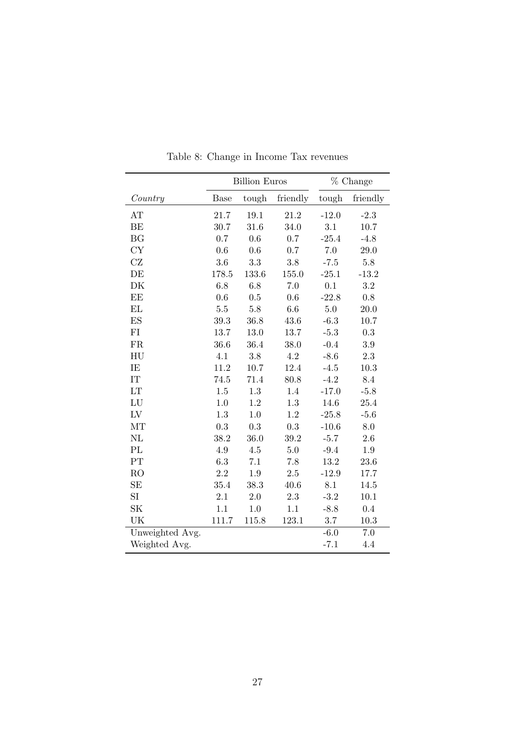Table 8: Change in Income Tax revenues

| | Billion Euros | | | % Change | |
|---|---|---|---|---|---|
| *Country* | Base | tough | friendly | tough | friendly |
| AT | 21.7 | 19.1 | 21.2 | -12.0 | -2.3 |
| BE | 30.7 | 31.6 | 34.0 | 3.1 | 10.7 |
| BG | 0.7 | 0.6 | 0.7 | -25.4 | -4.8 |
| CY | 0.6 | 0.6 | 0.7 | 7.0 | 29.0 |
| CZ | 3.6 | 3.3 | 3.8 | -7.5 | 5.8 |
| DE | 178.5 | 133.6 | 155.0 | -25.1 | -13.2 |
| DK | 6.8 | 6.8 | 7.0 | 0.1 | 3.2 |
| EE | 0.6 | 0.5 | 0.6 | -22.8 | 0.8 |
| EL | 5.5 | 5.8 | 6.6 | 5.0 | 20.0 |
| ES | 39.3 | 36.8 | 43.6 | -6.3 | 10.7 |
| FI | 13.7 | 13.0 | 13.7 | -5.3 | 0.3 |
| FR | 36.6 | 36.4 | 38.0 | -0.4 | 3.9 |
| HU | 4.1 | 3.8 | 4.2 | -8.6 | 2.3 |
| IE | 11.2 | 10.7 | 12.4 | -4.5 | 10.3 |
| IT | 74.5 | 71.4 | 80.8 | -4.2 | 8.4 |
| LT | 1.5 | 1.3 | 1.4 | -17.0 | -5.8 |
| LU | 1.0 | 1.2 | 1.3 | 14.6 | 25.4 |
| LV | 1.3 | 1.0 | 1.2 | -25.8 | -5.6 |
| MT | 0.3 | 0.3 | 0.3 | -10.6 | 8.0 |
| NL | 38.2 | 36.0 | 39.2 | -5.7 | 2.6 |
| PL | 4.9 | 4.5 | 5.0 | -9.4 | 1.9 |
| PT | 6.3 | 7.1 | 7.8 | 13.2 | 23.6 |
| RO | 2.2 | 1.9 | 2.5 | -12.9 | 17.7 |
| SE | 35.4 | 38.3 | 40.6 | 8.1 | 14.5 |
| SI | 2.1 | 2.0 | 2.3 | -3.2 | 10.1 |
| SK | 1.1 | 1.0 | 1.1 | -8.8 | 0.4 |
| UK | 111.7 | 115.8 | 123.1 | 3.7 | 10.3 |
| Unweighted Avg. | | | | -6.0 | 7.0 |
| Weighted Avg. | | | | -7.1 | 4.4 |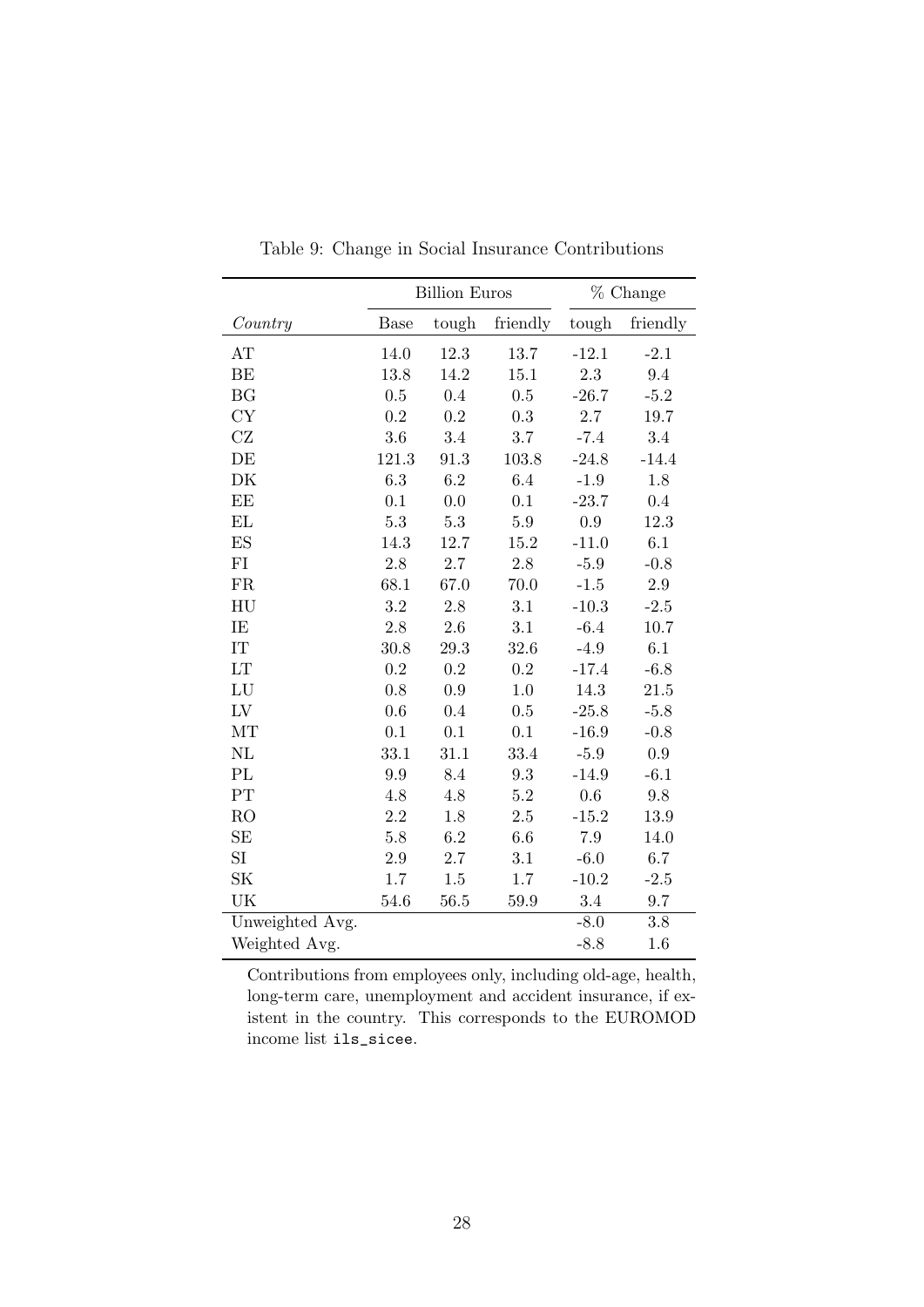Table 9: Change in Social Insurance Contributions

| | Billion Euros | | | % Change | |
|---|---|---|---|---|---|
| *Country* | Base | tough | friendly | tough | friendly |
| AT | 14.0 | 12.3 | 13.7 | -12.1 | -2.1 |
| BE | 13.8 | 14.2 | 15.1 | 2.3 | 9.4 |
| BG | 0.5 | 0.4 | 0.5 | -26.7 | -5.2 |
| CY | 0.2 | 0.2 | 0.3 | 2.7 | 19.7 |
| CZ | 3.6 | 3.4 | 3.7 | -7.4 | 3.4 |
| DE | 121.3 | 91.3 | 103.8 | -24.8 | -14.4 |
| DK | 6.3 | 6.2 | 6.4 | -1.9 | 1.8 |
| EE | 0.1 | 0.0 | 0.1 | -23.7 | 0.4 |
| EL | 5.3 | 5.3 | 5.9 | 0.9 | 12.3 |
| ES | 14.3 | 12.7 | 15.2 | -11.0 | 6.1 |
| FI | 2.8 | 2.7 | 2.8 | -5.9 | -0.8 |
| FR | 68.1 | 67.0 | 70.0 | -1.5 | 2.9 |
| HU | 3.2 | 2.8 | 3.1 | -10.3 | -2.5 |
| IE | 2.8 | 2.6 | 3.1 | -6.4 | 10.7 |
| IT | 30.8 | 29.3 | 32.6 | -4.9 | 6.1 |
| LT | 0.2 | 0.2 | 0.2 | -17.4 | -6.8 |
| LU | 0.8 | 0.9 | 1.0 | 14.3 | 21.5 |
| LV | 0.6 | 0.4 | 0.5 | -25.8 | -5.8 |
| MT | 0.1 | 0.1 | 0.1 | -16.9 | -0.8 |
| NL | 33.1 | 31.1 | 33.4 | -5.9 | 0.9 |
| PL | 9.9 | 8.4 | 9.3 | -14.9 | -6.1 |
| PT | 4.8 | 4.8 | 5.2 | 0.6 | 9.8 |
| RO | 2.2 | 1.8 | 2.5 | -15.2 | 13.9 |
| SE | 5.8 | 6.2 | 6.6 | 7.9 | 14.0 |
| SI | 2.9 | 2.7 | 3.1 | -6.0 | 6.7 |
| SK | 1.7 | 1.5 | 1.7 | -10.2 | -2.5 |
| UK | 54.6 | 56.5 | 59.9 | 3.4 | 9.7 |
| Unweighted Avg. | | | | -8.0 | 3.8 |
| Weighted Avg. | | | | -8.8 | 1.6 |

Contributions from employees only, including old-age, health, long-term care, unemployment and accident insurance, if existent in the country. This corresponds to the EUROMOD income list ils_sicee.